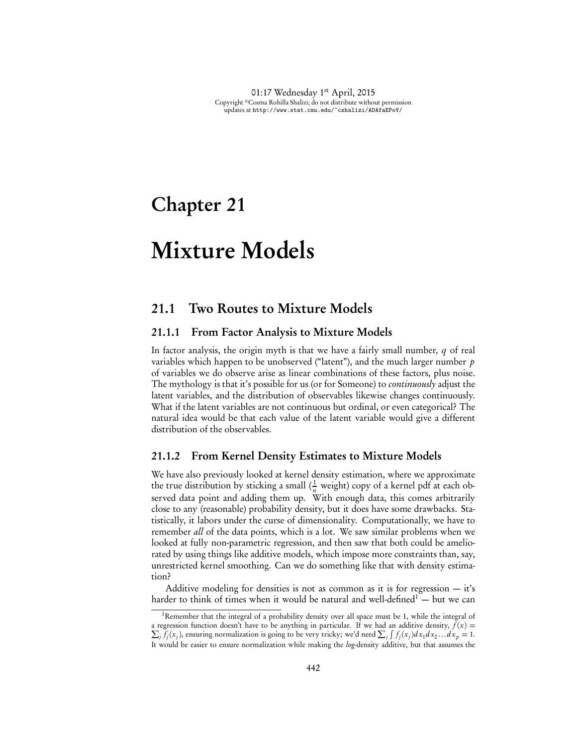01:17 Wednesday 1st April, 2015
Copyright ©Cosma Rohilla Shalizi; do not distribute without permission
updates at http://www.stat.cmu.edu/~cshalizi/ADAfaEPoV/

# Chapter 21

# Mixture Models

## 21.1 Two Routes to Mixture Models

### 21.1.1 From Factor Analysis to Mixture Models

In factor analysis, the origin myth is that we have a fairly small number, $q$ of real variables which happen to be unobserved ("latent"), and the much larger number $p$ of variables we do observe arise as linear combinations of these factors, plus noise. The mythology is that it's possible for us (or for Someone) to *continuously* adjust the latent variables, and the distribution of observables likewise changes continuously. What if the latent variables are not continuous but ordinal, or even categorical? The natural idea would be that each value of the latent variable would give a different distribution of the observables.

### 21.1.2 From Kernel Density Estimates to Mixture Models

We have also previously looked at kernel density estimation, where we approximate the true distribution by sticking a small ($\frac{1}{n}$ weight) copy of a kernel pdf at each observed data point and adding them up. With enough data, this comes arbitrarily close to any (reasonable) probability density, but it does have some drawbacks. Statistically, it labors under the curse of dimensionality. Computationally, we have to remember *all* of the data points, which is a lot. We saw similar problems when we looked at fully non-parametric regression, and then saw that both could be ameliorated by using things like additive models, which impose more constraints than, say, unrestricted kernel smoothing. Can we do something like that with density estimation?

Additive modeling for densities is not as common as it is for regression — it's harder to think of times when it would be natural and well-defined[1] — but we can

[1] Remember that the integral of a probability density over all space must be 1, while the integral of a regression function doesn't have to be anything in particular. If we had an additive density, $f(x) = \sum_j f_j(x_j)$, ensuring normalization is going to be very tricky; we'd need $\sum_j \int f_j(x_j) dx_1 dx_2 \ldots dx_p = 1$. It would be easier to ensure normalization while making the *log*-density additive, but that assumes the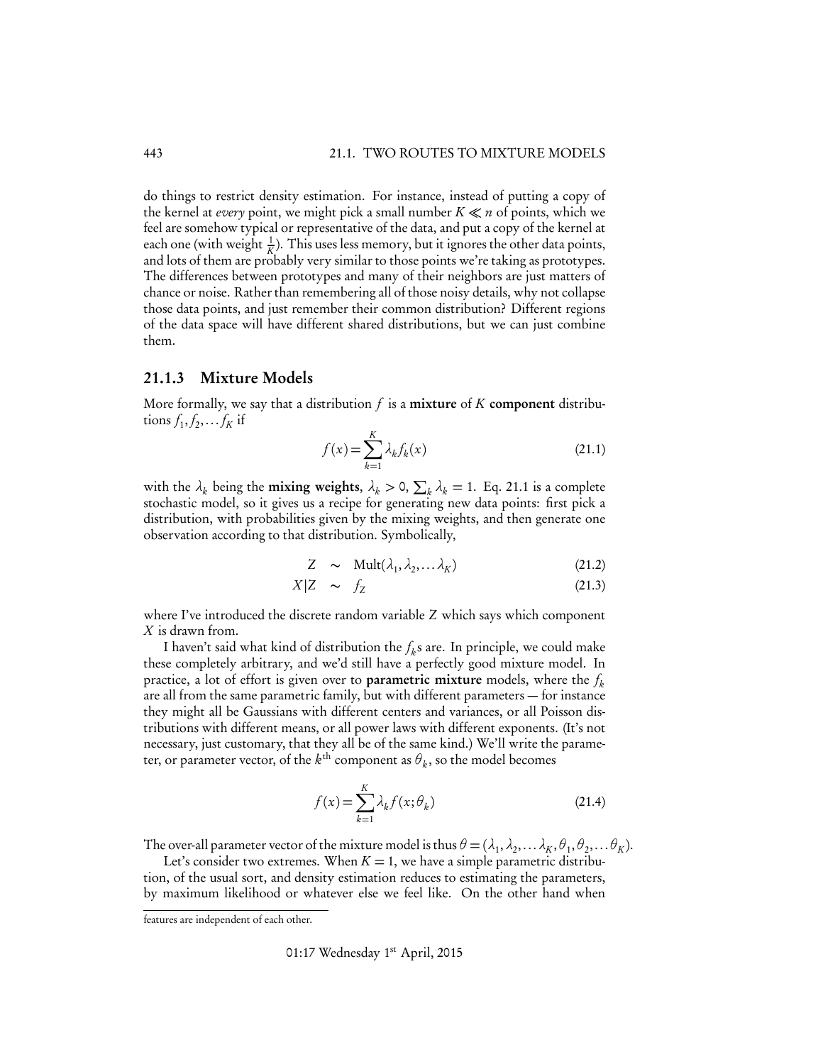do things to restrict density estimation. For instance, instead of putting a copy of the kernel at *every* point, we might pick a small number $K \ll n$ of points, which we feel are somehow typical or representative of the data, and put a copy of the kernel at each one (with weight $\frac{1}{K}$). This uses less memory, but it ignores the other data points, and lots of them are probably very similar to those points we're taking as prototypes. The differences between prototypes and many of their neighbors are just matters of chance or noise. Rather than remembering all of those noisy details, why not collapse those data points, and just remember their common distribution? Different regions of the data space will have different shared distributions, but we can just combine them.

### 21.1.3 Mixture Models

More formally, we say that a distribution $f$ is a **mixture** of $K$ **component** distributions $f_1, f_2, \ldots f_K$ if

$$f(x) = \sum_{k=1}^{K} \lambda_k f_k(x) \tag{21.1}$$

with the $\lambda_k$ being the **mixing weights**, $\lambda_k > 0$, $\sum_k \lambda_k = 1$. Eq. 21.1 is a complete stochastic model, so it gives us a recipe for generating new data points: first pick a distribution, with probabilities given by the mixing weights, and then generate one observation according to that distribution. Symbolically,

$$Z \sim \text{Mult}(\lambda_1, \lambda_2, \ldots \lambda_K) \tag{21.2}$$

$$X|Z \sim f_Z \tag{21.3}$$

where I've introduced the discrete random variable $Z$ which says which component $X$ is drawn from.

I haven't said what kind of distribution the $f_k$s are. In principle, we could make these completely arbitrary, and we'd still have a perfectly good mixture model. In practice, a lot of effort is given over to **parametric mixture** models, where the $f_k$ are all from the same parametric family, but with different parameters — for instance they might all be Gaussians with different centers and variances, or all Poisson distributions with different means, or all power laws with different exponents. (It's not necessary, just customary, that they all be of the same kind.) We'll write the parameter, or parameter vector, of the $k^{\text{th}}$ component as $\theta_k$, so the model becomes

$$f(x) = \sum_{k=1}^{K} \lambda_k f(x; \theta_k) \tag{21.4}$$

The over-all parameter vector of the mixture model is thus $\theta = (\lambda_1, \lambda_2, \ldots \lambda_K, \theta_1, \theta_2, \ldots \theta_K)$.

Let's consider two extremes. When $K = 1$, we have a simple parametric distribution, of the usual sort, and density estimation reduces to estimating the parameters, by maximum likelihood or whatever else we feel like. On the other hand when

features are independent of each other.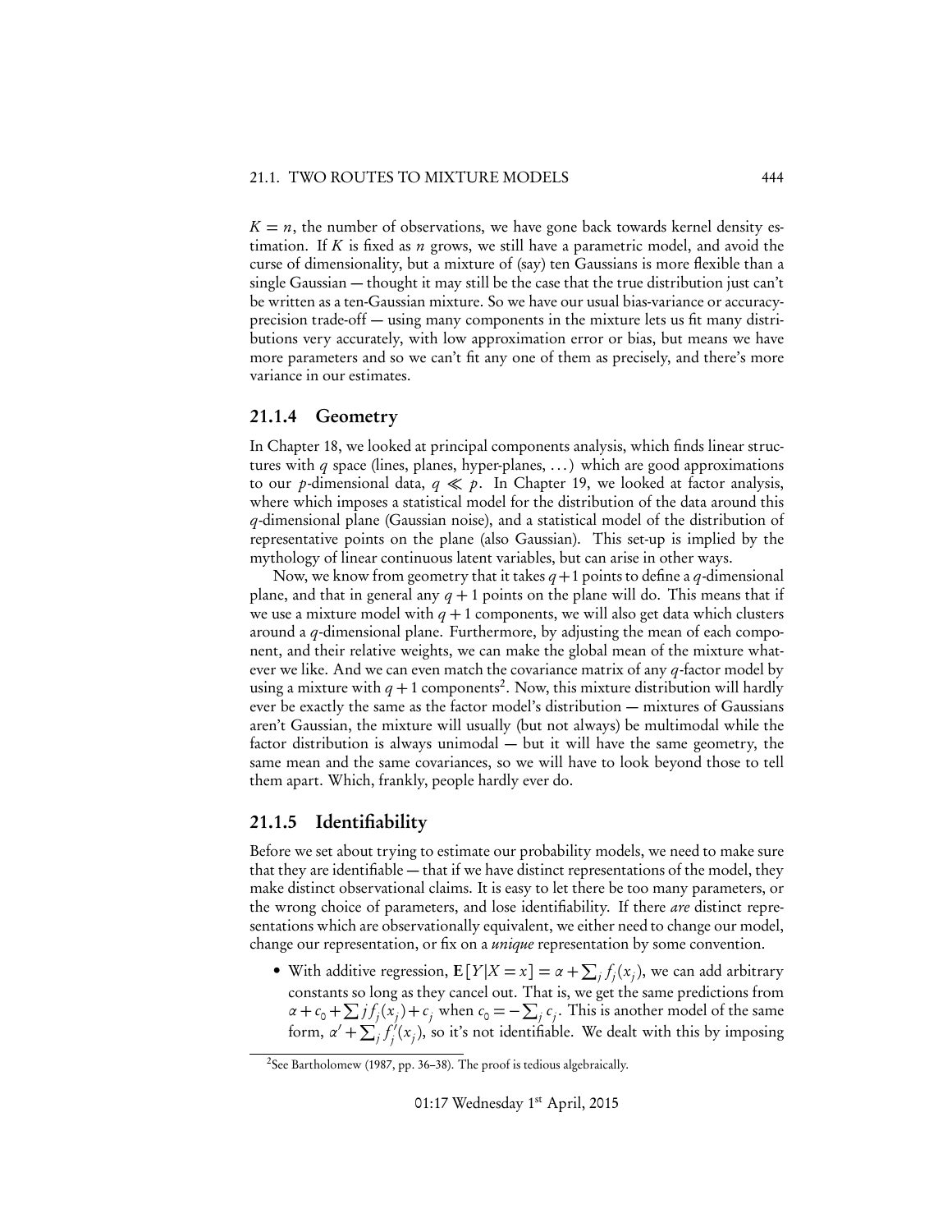$K = n$, the number of observations, we have gone back towards kernel density estimation. If $K$ is fixed as $n$ grows, we still have a parametric model, and avoid the curse of dimensionality, but a mixture of (say) ten Gaussians is more flexible than a single Gaussian — thought it may still be the case that the true distribution just can't be written as a ten-Gaussian mixture. So we have our usual bias-variance or accuracy-precision trade-off — using many components in the mixture lets us fit many distributions very accurately, with low approximation error or bias, but means we have more parameters and so we can't fit any one of them as precisely, and there's more variance in our estimates.

### 21.1.4 Geometry

In Chapter 18, we looked at principal components analysis, which finds linear structures with $q$ space (lines, planes, hyper-planes, ...) which are good approximations to our $p$-dimensional data, $q \ll p$. In Chapter 19, we looked at factor analysis, where which imposes a statistical model for the distribution of the data around this $q$-dimensional plane (Gaussian noise), and a statistical model of the distribution of representative points on the plane (also Gaussian). This set-up is implied by the mythology of linear continuous latent variables, but can arise in other ways.

Now, we know from geometry that it takes $q+1$ points to define a $q$-dimensional plane, and that in general any $q+1$ points on the plane will do. This means that if we use a mixture model with $q+1$ components, we will also get data which clusters around a $q$-dimensional plane. Furthermore, by adjusting the mean of each component, and their relative weights, we can make the global mean of the mixture whatever we like. And we can even match the covariance matrix of any $q$-factor model by using a mixture with $q+1$ components[2]. Now, this mixture distribution will hardly ever be exactly the same as the factor model's distribution — mixtures of Gaussians aren't Gaussian, the mixture will usually (but not always) be multimodal while the factor distribution is always unimodal — but it will have the same geometry, the same mean and the same covariances, so we will have to look beyond those to tell them apart. Which, frankly, people hardly ever do.

### 21.1.5 Identifiability

Before we set about trying to estimate our probability models, we need to make sure that they are identifiable — that if we have distinct representations of the model, they make distinct observational claims. It is easy to let there be too many parameters, or the wrong choice of parameters, and lose identifiability. If there *are* distinct representations which are observationally equivalent, we either need to change our model, change our representation, or fix on a *unique* representation by some convention.

- With additive regression, $\mathbf{E}[Y|X=x] = \alpha + \sum_j f_j(x_j)$, we can add arbitrary constants so long as they cancel out. That is, we get the same predictions from $\alpha + c_0 + \sum j f_j(x_j) + c_j$ when $c_0 = -\sum_j c_j$. This is another model of the same form, $\alpha' + \sum_j f_j'(x_j)$, so it's not identifiable. We dealt with this by imposing

[2] See Bartholomew (1987, pp. 36–38). The proof is tedious algebraically.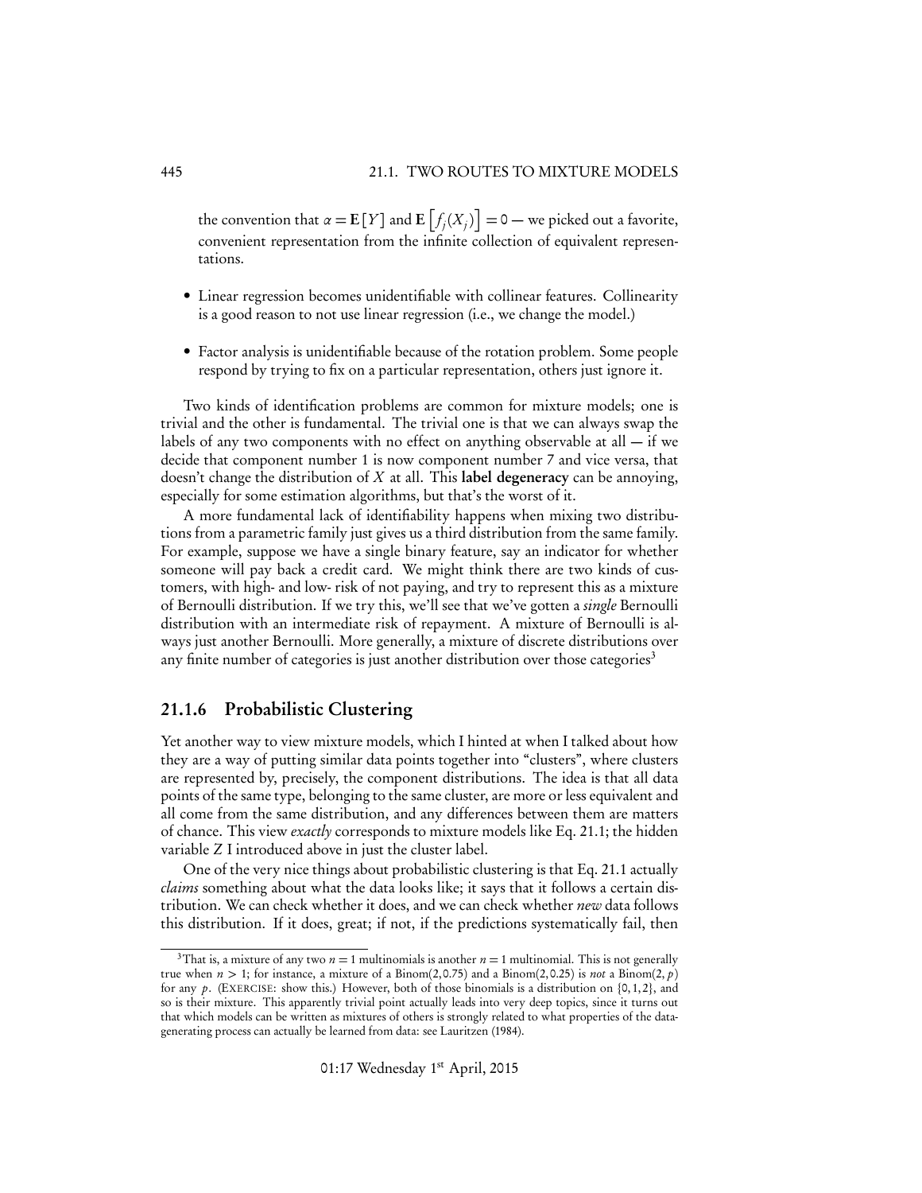the convention that $\alpha = \mathbf{E}[Y]$ and $\mathbf{E}\left[f_j(X_j)\right] = 0$ — we picked out a favorite, convenient representation from the infinite collection of equivalent representations.

- Linear regression becomes unidentifiable with collinear features. Collinearity is a good reason to not use linear regression (i.e., we change the model.)

- Factor analysis is unidentifiable because of the rotation problem. Some people respond by trying to fix on a particular representation, others just ignore it.

Two kinds of identification problems are common for mixture models; one is trivial and the other is fundamental. The trivial one is that we can always swap the labels of any two components with no effect on anything observable at all — if we decide that component number 1 is now component number 7 and vice versa, that doesn't change the distribution of $X$ at all. This **label degeneracy** can be annoying, especially for some estimation algorithms, but that's the worst of it.

A more fundamental lack of identifiability happens when mixing two distributions from a parametric family just gives us a third distribution from the same family. For example, suppose we have a single binary feature, say an indicator for whether someone will pay back a credit card. We might think there are two kinds of customers, with high- and low- risk of not paying, and try to represent this as a mixture of Bernoulli distribution. If we try this, we'll see that we've gotten a *single* Bernoulli distribution with an intermediate risk of repayment. A mixture of Bernoulli is always just another Bernoulli. More generally, a mixture of discrete distributions over any finite number of categories is just another distribution over those categories[3]

### 21.1.6 Probabilistic Clustering

Yet another way to view mixture models, which I hinted at when I talked about how they are a way of putting similar data points together into "clusters", where clusters are represented by, precisely, the component distributions. The idea is that all data points of the same type, belonging to the same cluster, are more or less equivalent and all come from the same distribution, and any differences between them are matters of chance. This view *exactly* corresponds to mixture models like Eq. 21.1; the hidden variable $Z$ I introduced above in just the cluster label.

One of the very nice things about probabilistic clustering is that Eq. 21.1 actually *claims* something about what the data looks like; it says that it follows a certain distribution. We can check whether it does, and we can check whether *new* data follows this distribution. If it does, great; if not, if the predictions systematically fail, then

[3]That is, a mixture of any two $n = 1$ multinomials is another $n = 1$ multinomial. This is not generally true when $n > 1$; for instance, a mixture of a Binom$(2, 0.75)$ and a Binom$(2, 0.25)$ is *not* a Binom$(2, p)$ for any $p$. (EXERCISE: show this.) However, both of those binomials is a distribution on $\{0, 1, 2\}$, and so is their mixture. This apparently trivial point actually leads into very deep topics, since it turns out that which models can be written as mixtures of others is strongly related to what properties of the data-generating process can actually be learned from data: see Lauritzen (1984).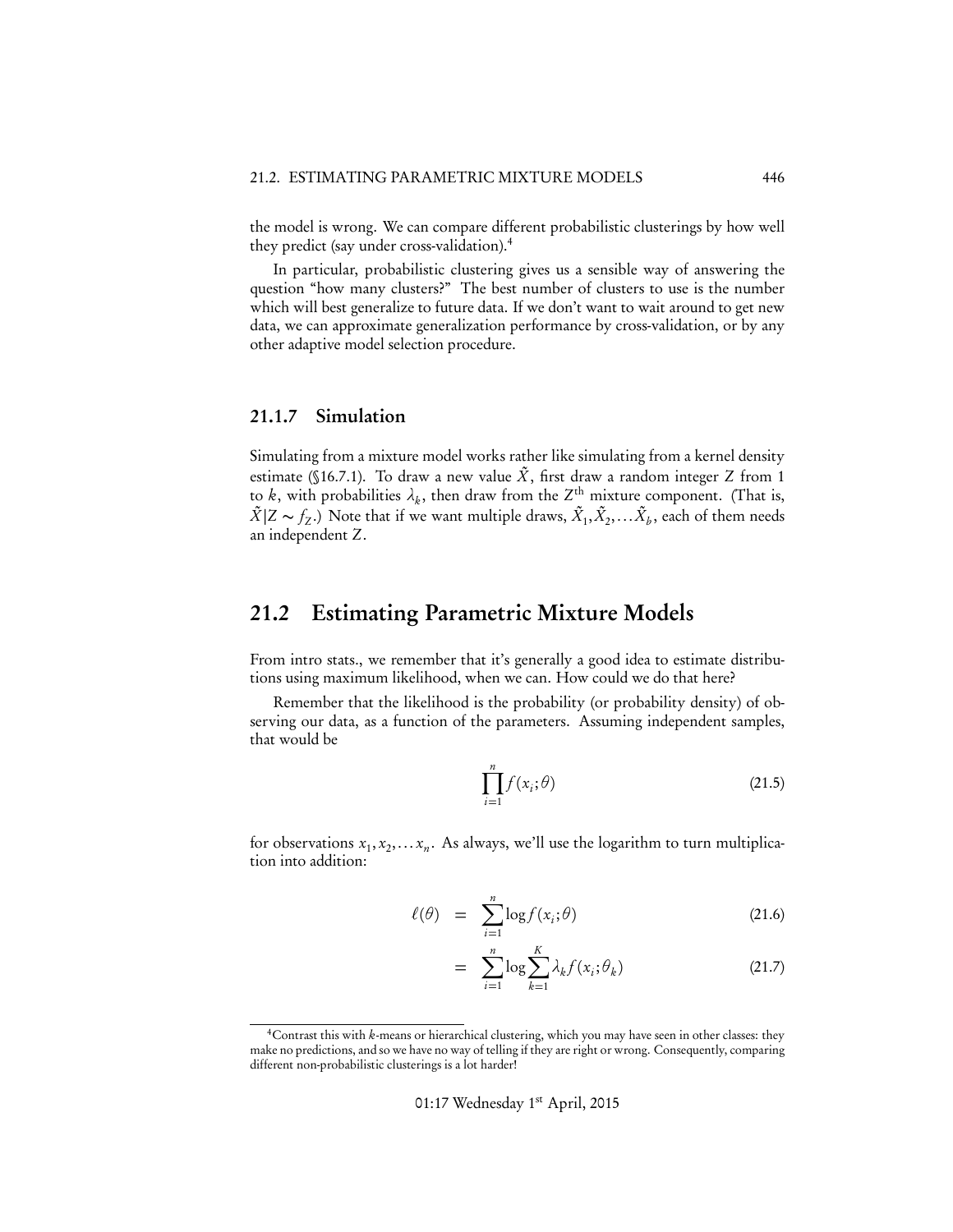the model is wrong. We can compare different probabilistic clusterings by how well they predict (say under cross-validation).[4]

In particular, probabilistic clustering gives us a sensible way of answering the question "how many clusters?" The best number of clusters to use is the number which will best generalize to future data. If we don't want to wait around to get new data, we can approximate generalization performance by cross-validation, or by any other adaptive model selection procedure.

### 21.1.7 Simulation

Simulating from a mixture model works rather like simulating from a kernel density estimate (§16.7.1). To draw a new value $\tilde{X}$, first draw a random integer $Z$ from 1 to $k$, with probabilities $\lambda_k$, then draw from the $Z^{\text{th}}$ mixture component. (That is, $\tilde{X}|Z \sim f_Z$.) Note that if we want multiple draws, $\tilde{X}_1, \tilde{X}_2, \ldots \tilde{X}_b$, each of them needs an independent $Z$.

## 21.2 Estimating Parametric Mixture Models

From intro stats., we remember that it's generally a good idea to estimate distributions using maximum likelihood, when we can. How could we do that here?

Remember that the likelihood is the probability (or probability density) of observing our data, as a function of the parameters. Assuming independent samples, that would be

$$\prod_{i=1}^{n} f(x_i; \theta) \tag{21.5}$$

for observations $x_1, x_2, \ldots x_n$. As always, we'll use the logarithm to turn multiplication into addition:

$$\ell(\theta) = \sum_{i=1}^{n} \log f(x_i; \theta) \tag{21.6}$$

$$= \sum_{i=1}^{n} \log \sum_{k=1}^{K} \lambda_k f(x_i; \theta_k) \tag{21.7}$$

[4] Contrast this with $k$-means or hierarchical clustering, which you may have seen in other classes: they make no predictions, and so we have no way of telling if they are right or wrong. Consequently, comparing different non-probabilistic clusterings is a lot harder!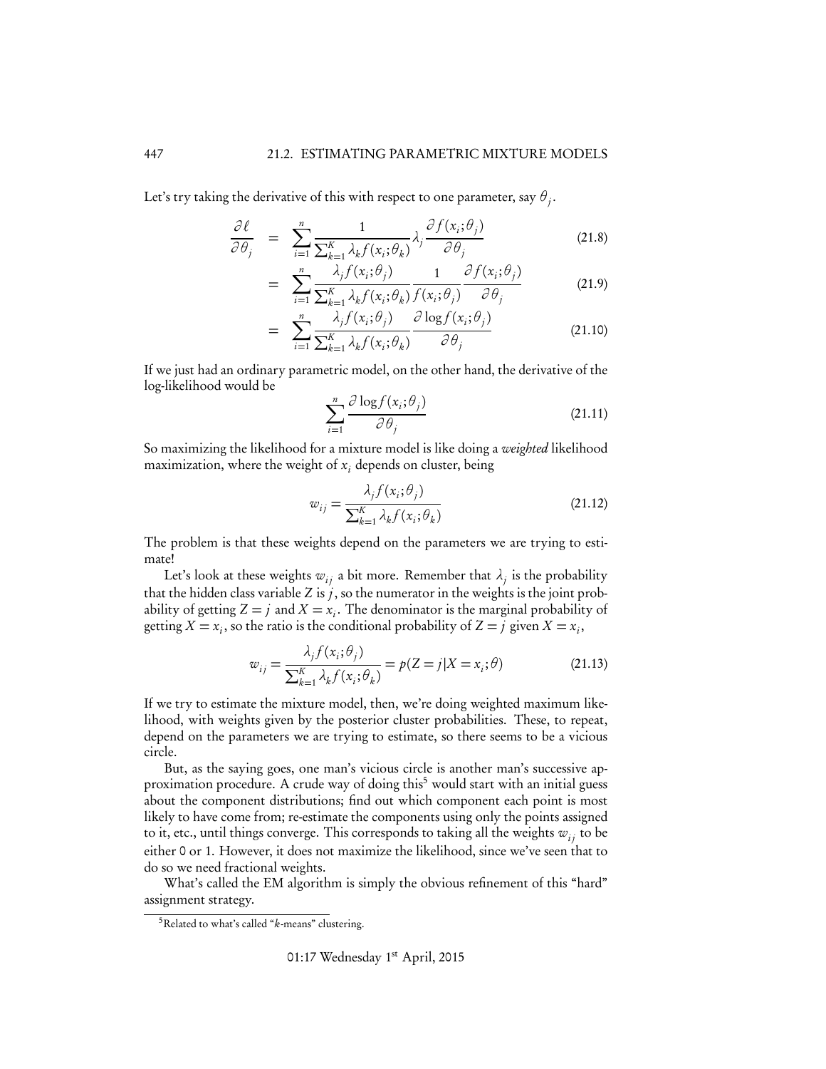Let's try taking the derivative of this with respect to one parameter, say $\theta_j$.

$$\begin{aligned}
\frac{\partial \ell}{\partial \theta_j} &= \sum_{i=1}^{n} \frac{1}{\sum_{k=1}^{K} \lambda_k f(x_i;\theta_k)} \lambda_j \frac{\partial f(x_i;\theta_j)}{\partial \theta_j} && (21.8)\\
&= \sum_{i=1}^{n} \frac{\lambda_j f(x_i;\theta_j)}{\sum_{k=1}^{K} \lambda_k f(x_i;\theta_k)} \frac{1}{f(x_i;\theta_j)} \frac{\partial f(x_i;\theta_j)}{\partial \theta_j} && (21.9)\\
&= \sum_{i=1}^{n} \frac{\lambda_j f(x_i;\theta_j)}{\sum_{k=1}^{K} \lambda_k f(x_i;\theta_k)} \frac{\partial \log f(x_i;\theta_j)}{\partial \theta_j} && (21.10)
\end{aligned}$$

If we just had an ordinary parametric model, on the other hand, the derivative of the log-likelihood would be

$$\sum_{i=1}^{n} \frac{\partial \log f(x_i;\theta_j)}{\partial \theta_j} \tag{21.11}$$

So maximizing the likelihood for a mixture model is like doing a *weighted* likelihood maximization, where the weight of $x_i$ depends on cluster, being

$$w_{ij} = \frac{\lambda_j f(x_i;\theta_j)}{\sum_{k=1}^{K} \lambda_k f(x_i;\theta_k)} \tag{21.12}$$

The problem is that these weights depend on the parameters we are trying to estimate!

Let's look at these weights $w_{ij}$ a bit more. Remember that $\lambda_j$ is the probability that the hidden class variable $Z$ is $j$, so the numerator in the weights is the joint probability of getting $Z = j$ and $X = x_i$. The denominator is the marginal probability of getting $X = x_i$, so the ratio is the conditional probability of $Z = j$ given $X = x_i$,

$$w_{ij} = \frac{\lambda_j f(x_i;\theta_j)}{\sum_{k=1}^{K} \lambda_k f(x_i;\theta_k)} = p(Z = j|X = x_i;\theta) \tag{21.13}$$

If we try to estimate the mixture model, then, we're doing weighted maximum likelihood, with weights given by the posterior cluster probabilities. These, to repeat, depend on the parameters we are trying to estimate, so there seems to be a vicious circle.

But, as the saying goes, one man's vicious circle is another man's successive approximation procedure. A crude way of doing this[5] would start with an initial guess about the component distributions; find out which component each point is most likely to have come from; re-estimate the components using only the points assigned to it, etc., until things converge. This corresponds to taking all the weights $w_{ij}$ to be either 0 or 1. However, it does not maximize the likelihood, since we've seen that to do so we need fractional weights.

What's called the EM algorithm is simply the obvious refinement of this "hard" assignment strategy.

[5] Related to what's called "$k$-means" clustering.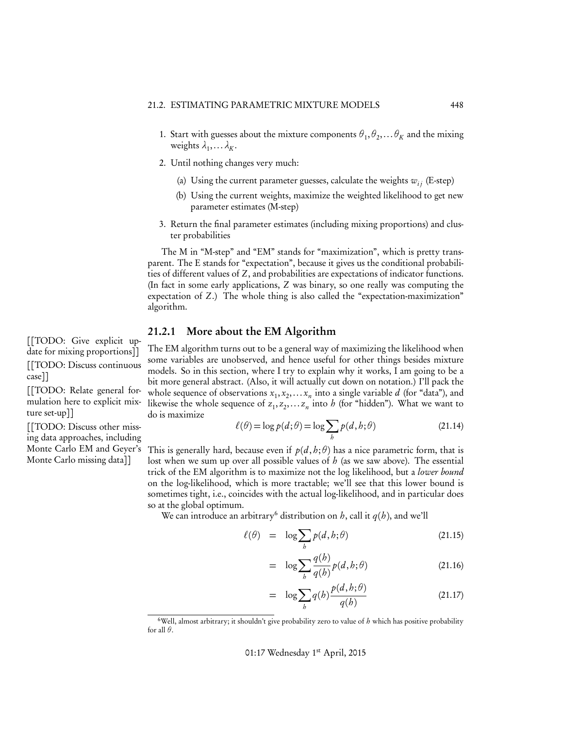1. Start with guesses about the mixture components $\theta_1, \theta_2, \ldots \theta_K$ and the mixing weights $\lambda_1, \ldots \lambda_K$.
2. Until nothing changes very much:
   (a) Using the current parameter guesses, calculate the weights $w_{ij}$ (E-step)
   (b) Using the current weights, maximize the weighted likelihood to get new parameter estimates (M-step)
3. Return the final parameter estimates (including mixing proportions) and cluster probabilities

The M in "M-step" and "EM" stands for "maximization", which is pretty transparent. The E stands for "expectation", because it gives us the conditional probabilities of different values of $Z$, and probabilities are expectations of indicator functions. (In fact in some early applications, $Z$ was binary, so one really was computing the expectation of $Z$.) The whole thing is also called the "expectation-maximization" algorithm.

### 21.2.1 More about the EM Algorithm

[[TODO: Give explicit update for mixing proportions]]
[[TODO: Discuss continuous case]]
[[TODO: Relate general formulation here to explicit mixture set-up]]
[[TODO: Discuss other missing data approaches, including Monte Carlo EM and Geyer's Monte Carlo missing data]]

The EM algorithm turns out to be a general way of maximizing the likelihood when some variables are unobserved, and hence useful for other things besides mixture models. So in this section, where I try to explain why it works, I am going to be a bit more general abstract. (Also, it will actually cut down on notation.) I'll pack the whole sequence of observations $x_1, x_2, \ldots x_n$ into a single variable $d$ (for "data"), and likewise the whole sequence of $z_1, z_2, \ldots z_n$ into $h$ (for "hidden"). What we want to do is maximize

$$\ell(\theta) = \log p(d;\theta) = \log \sum_h p(d,h;\theta) \tag{21.14}$$

This is generally hard, because even if $p(d,h;\theta)$ has a nice parametric form, that is lost when we sum up over all possible values of $h$ (as we saw above). The essential trick of the EM algorithm is to maximize not the log likelihood, but a *lower bound* on the log-likelihood, which is more tractable; we'll see that this lower bound is sometimes tight, i.e., coincides with the actual log-likelihood, and in particular does so at the global optimum.

We can introduce an arbitrary[6] distribution on $h$, call it $q(h)$, and we'll

$$\ell(\theta) = \log \sum_h p(d,h;\theta) \tag{21.15}$$

$$= \log \sum_h \frac{q(h)}{q(h)} p(d,h;\theta) \tag{21.16}$$

$$= \log \sum_h q(h) \frac{p(d,h;\theta)}{q(h)} \tag{21.17}$$

[6] Well, almost arbitrary; it shouldn't give probability zero to value of $h$ which has positive probability for all $\theta$.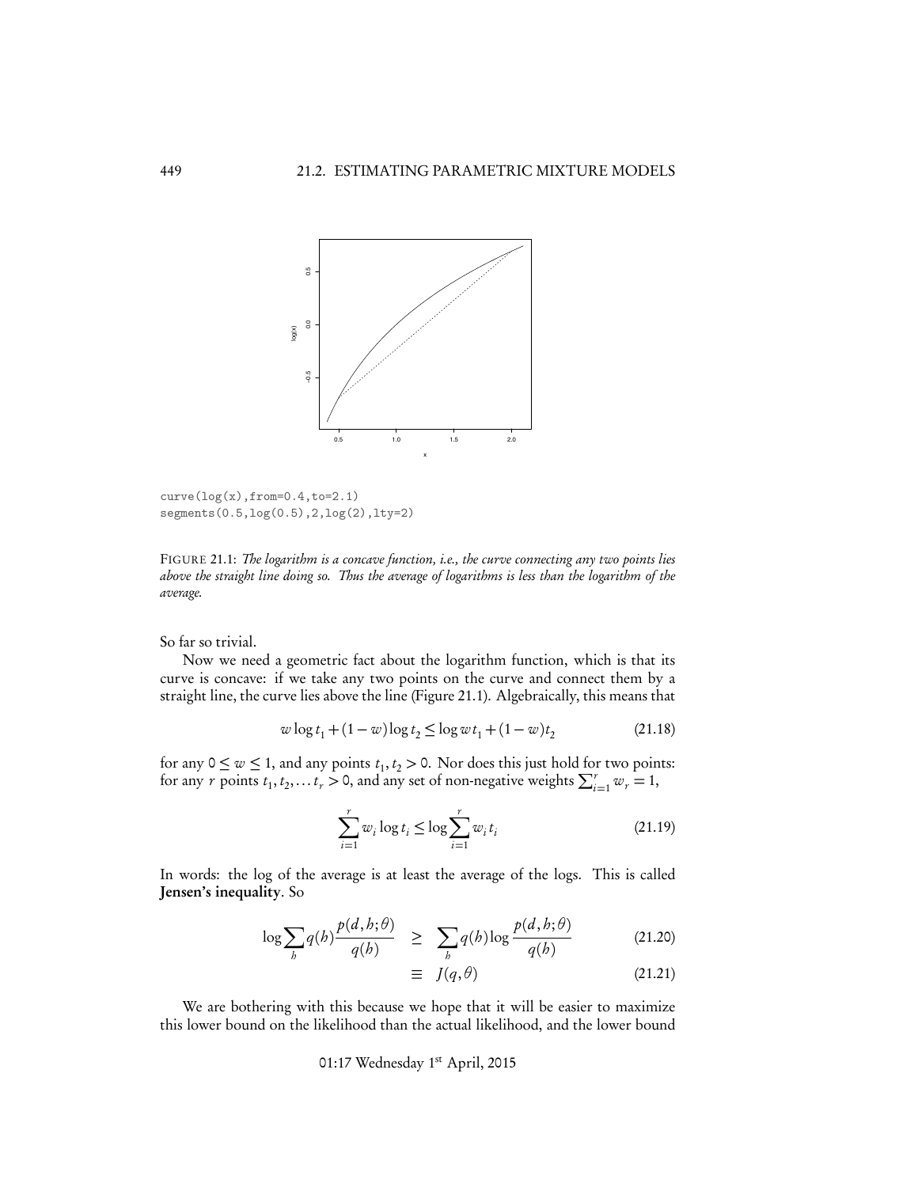```
curve(log(x),from=0.4,to=2.1)
segments(0.5,log(0.5),2,log(2),lty=2)
```

FIGURE 21.1: *The logarithm is a concave function, i.e., the curve connecting any two points lies above the straight line doing so. Thus the average of logarithms is less than the logarithm of the average.*

So far so trivial.

Now we need a geometric fact about the logarithm function, which is that its curve is concave: if we take any two points on the curve and connect them by a straight line, the curve lies above the line (Figure 21.1). Algebraically, this means that

$$w \log t_1 + (1-w) \log t_2 \leq \log w t_1 + (1-w) t_2 \tag{21.18}$$

for any $0 \leq w \leq 1$, and any points $t_1, t_2 > 0$. Nor does this just hold for two points: for any $r$ points $t_1, t_2, \ldots t_r > 0$, and any set of non-negative weights $\sum_{i=1}^{r} w_r = 1$,

$$\sum_{i=1}^{r} w_i \log t_i \leq \log \sum_{i=1}^{r} w_i t_i \tag{21.19}$$

In words: the log of the average is at least the average of the logs. This is called **Jensen's inequality**. So

$$\log \sum_h q(h) \frac{p(d,h;\theta)}{q(h)} \geq \sum_h q(h) \log \frac{p(d,h;\theta)}{q(h)} \tag{21.20}$$

$$\equiv J(q,\theta) \tag{21.21}$$

We are bothering with this because we hope that it will be easier to maximize this lower bound on the likelihood than the actual likelihood, and the lower bound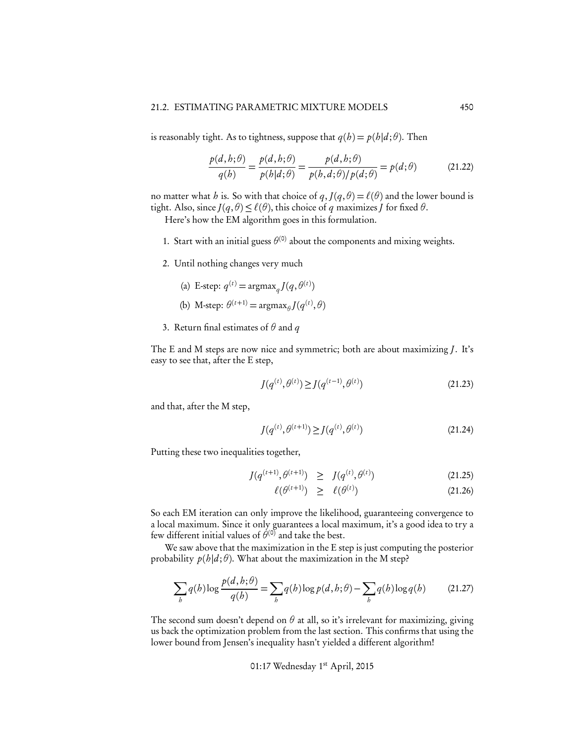is reasonably tight. As to tightness, suppose that $q(h) = p(h|d;\theta)$. Then

$$\frac{p(d,h;\theta)}{q(h)} = \frac{p(d,h;\theta)}{p(h|d;\theta)} = \frac{p(d,h;\theta)}{p(h,d;\theta)/p(d;\theta)} = p(d;\theta) \tag{21.22}$$

no matter what $h$ is. So with that choice of $q$, $J(q,\theta) = \ell(\theta)$ and the lower bound is tight. Also, since $J(q,\theta) \leq \ell(\theta)$, this choice of $q$ maximizes $J$ for fixed $\theta$.

Here's how the EM algorithm goes in this formulation.

1. Start with an initial guess $\theta^{(0)}$ about the components and mixing weights.
2. Until nothing changes very much
   (a) E-step: $q^{(t)} = \text{argmax}_q J(q, \theta^{(t)})$
   (b) M-step: $\theta^{(t+1)} = \text{argmax}_\theta J(q^{(t)}, \theta)$
3. Return final estimates of $\theta$ and $q$

The E and M steps are now nice and symmetric; both are about maximizing $J$. It's easy to see that, after the E step,

$$J(q^{(t)}, \theta^{(t)}) \geq J(q^{(t-1)}, \theta^{(t)}) \tag{21.23}$$

and that, after the M step,

$$J(q^{(t)}, \theta^{(t+1)}) \geq J(q^{(t)}, \theta^{(t)}) \tag{21.24}$$

Putting these two inequalities together,

$$J(q^{(t+1)}, \theta^{(t+1)}) \geq J(q^{(t)}, \theta^{(t)}) \tag{21.25}$$

$$\ell(\theta^{(t+1)}) \geq \ell(\theta^{(t)}) \tag{21.26}$$

So each EM iteration can only improve the likelihood, guaranteeing convergence to a local maximum. Since it only guarantees a local maximum, it's a good idea to try a few different initial values of $\theta^{(0)}$ and take the best.

We saw above that the maximization in the E step is just computing the posterior probability $p(h|d;\theta)$. What about the maximization in the M step?

$$\sum_h q(h) \log \frac{p(d,h;\theta)}{q(h)} = \sum_h q(h) \log p(d,h;\theta) - \sum_h q(h) \log q(h) \tag{21.27}$$

The second sum doesn't depend on $\theta$ at all, so it's irrelevant for maximizing, giving us back the optimization problem from the last section. This confirms that using the lower bound from Jensen's inequality hasn't yielded a different algorithm!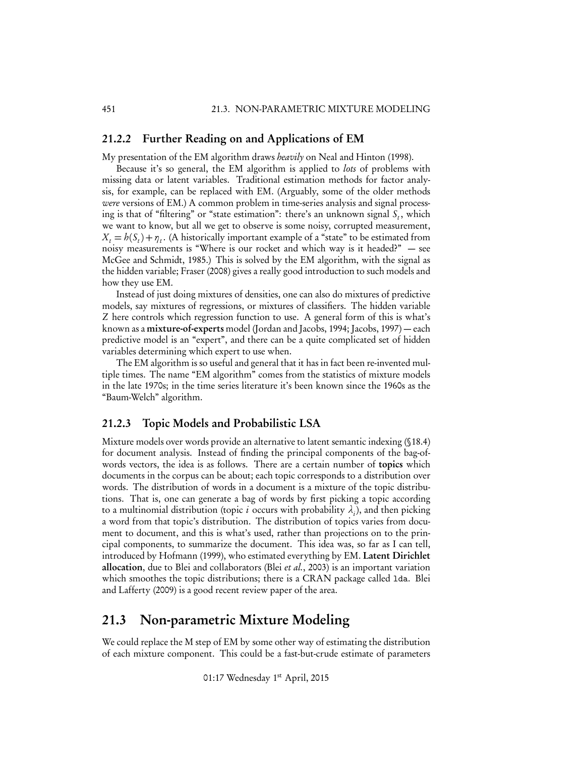### 21.2.2 Further Reading on and Applications of EM

My presentation of the EM algorithm draws *heavily* on Neal and Hinton (1998).

Because it's so general, the EM algorithm is applied to *lots* of problems with missing data or latent variables. Traditional estimation methods for factor analysis, for example, can be replaced with EM. (Arguably, some of the older methods *were* versions of EM.) A common problem in time-series analysis and signal processing is that of "filtering" or "state estimation": there's an unknown signal $S_t$, which we want to know, but all we get to observe is some noisy, corrupted measurement, $X_t = h(S_t) + \eta_t$. (A historically important example of a "state" to be estimated from noisy measurements is "Where is our rocket and which way is it headed?" — see McGee and Schmidt, 1985.) This is solved by the EM algorithm, with the signal as the hidden variable; Fraser (2008) gives a really good introduction to such models and how they use EM.

Instead of just doing mixtures of densities, one can also do mixtures of predictive models, say mixtures of regressions, or mixtures of classifiers. The hidden variable $Z$ here controls which regression function to use. A general form of this is what's known as a **mixture-of-experts** model (Jordan and Jacobs, 1994; Jacobs, 1997) — each predictive model is an "expert", and there can be a quite complicated set of hidden variables determining which expert to use when.

The EM algorithm is so useful and general that it has in fact been re-invented multiple times. The name "EM algorithm" comes from the statistics of mixture models in the late 1970s; in the time series literature it's been known since the 1960s as the "Baum-Welch" algorithm.

### 21.2.3 Topic Models and Probabilistic LSA

Mixture models over words provide an alternative to latent semantic indexing (§18.4) for document analysis. Instead of finding the principal components of the bag-of-words vectors, the idea is as follows. There are a certain number of **topics** which documents in the corpus can be about; each topic corresponds to a distribution over words. The distribution of words in a document is a mixture of the topic distributions. That is, one can generate a bag of words by first picking a topic according to a multinomial distribution (topic $i$ occurs with probability $\lambda_i$), and then picking a word from that topic's distribution. The distribution of topics varies from document to document, and this is what's used, rather than projections on to the principal components, to summarize the document. This idea was, so far as I can tell, introduced by Hofmann (1999), who estimated everything by EM. **Latent Dirichlet allocation**, due to Blei and collaborators (Blei *et al.*, 2003) is an important variation which smoothes the topic distributions; there is a CRAN package called `lda`. Blei and Lafferty (2009) is a good recent review paper of the area.

## 21.3 Non-parametric Mixture Modeling

We could replace the M step of EM by some other way of estimating the distribution of each mixture component. This could be a fast-but-crude estimate of parameters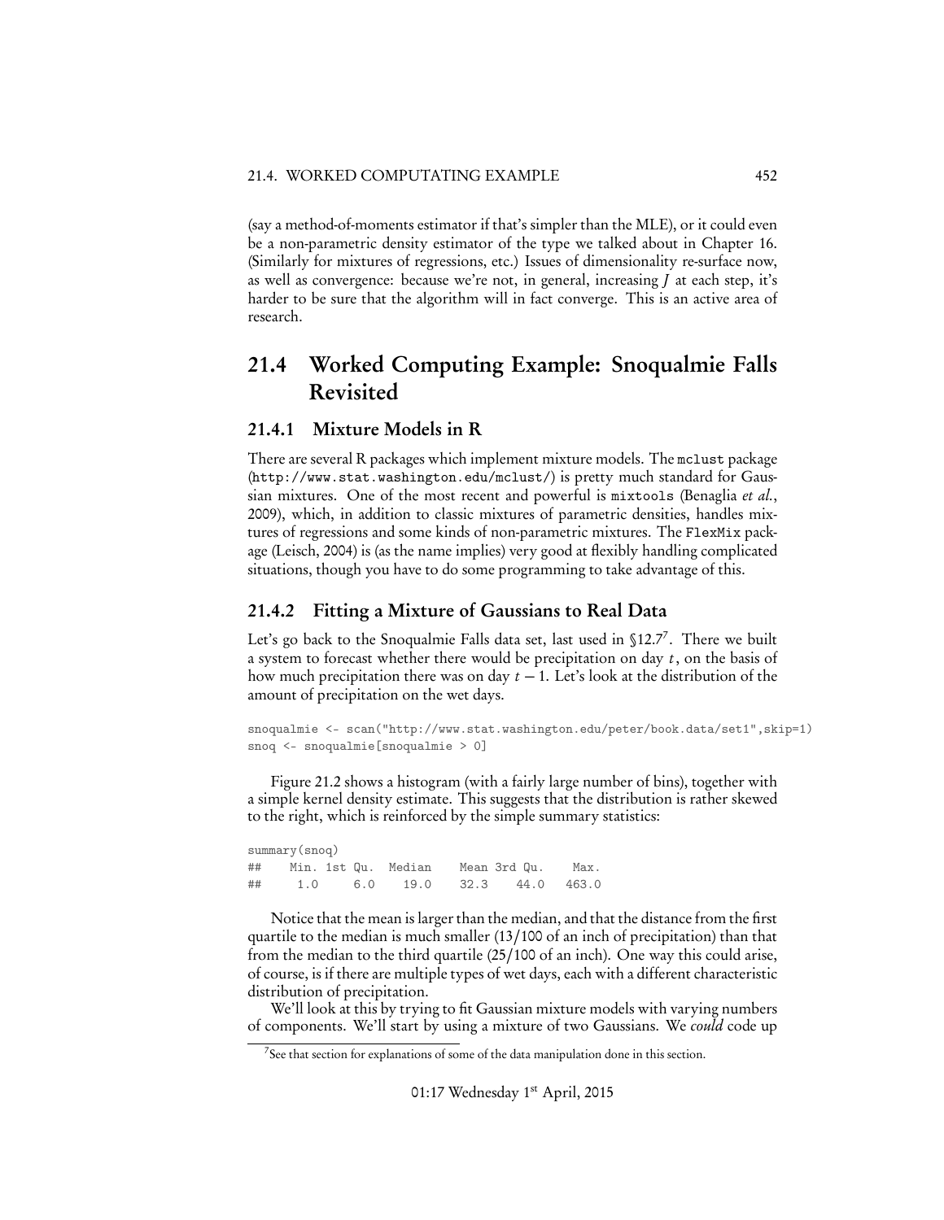(say a method-of-moments estimator if that's simpler than the MLE), or it could even be a non-parametric density estimator of the type we talked about in Chapter 16. (Similarly for mixtures of regressions, etc.) Issues of dimensionality re-surface now, as well as convergence: because we're not, in general, increasing $J$ at each step, it's harder to be sure that the algorithm will in fact converge. This is an active area of research.

## 21.4 Worked Computing Example: Snoqualmie Falls Revisited

### 21.4.1 Mixture Models in R

There are several R packages which implement mixture models. The `mclust` package (`http://www.stat.washington.edu/mclust/`) is pretty much standard for Gaussian mixtures. One of the most recent and powerful is `mixtools` (Benaglia *et al.*, 2009), which, in addition to classic mixtures of parametric densities, handles mixtures of regressions and some kinds of non-parametric mixtures. The `FlexMix` package (Leisch, 2004) is (as the name implies) very good at flexibly handling complicated situations, though you have to do some programming to take advantage of this.

### 21.4.2 Fitting a Mixture of Gaussians to Real Data

Let's go back to the Snoqualmie Falls data set, last used in §12.7[7]. There we built a system to forecast whether there would be precipitation on day $t$, on the basis of how much precipitation there was on day $t-1$. Let's look at the distribution of the amount of precipitation on the wet days.

```
snoqualmie <- scan("http://www.stat.washington.edu/peter/book.data/set1",skip=1)
snoq <- snoqualmie[snoqualmie > 0]
```

Figure 21.2 shows a histogram (with a fairly large number of bins), together with a simple kernel density estimate. This suggests that the distribution is rather skewed to the right, which is reinforced by the simple summary statistics:

```
summary(snoq)
##    Min. 1st Qu.  Median    Mean 3rd Qu.    Max.
##     1.0     6.0    19.0    32.3    44.0   463.0
```

Notice that the mean is larger than the median, and that the distance from the first quartile to the median is much smaller (13/100 of an inch of precipitation) than that from the median to the third quartile (25/100 of an inch). One way this could arise, of course, is if there are multiple types of wet days, each with a different characteristic distribution of precipitation.

We'll look at this by trying to fit Gaussian mixture models with varying numbers of components. We'll start by using a mixture of two Gaussians. We *could* code up

[7] See that section for explanations of some of the data manipulation done in this section.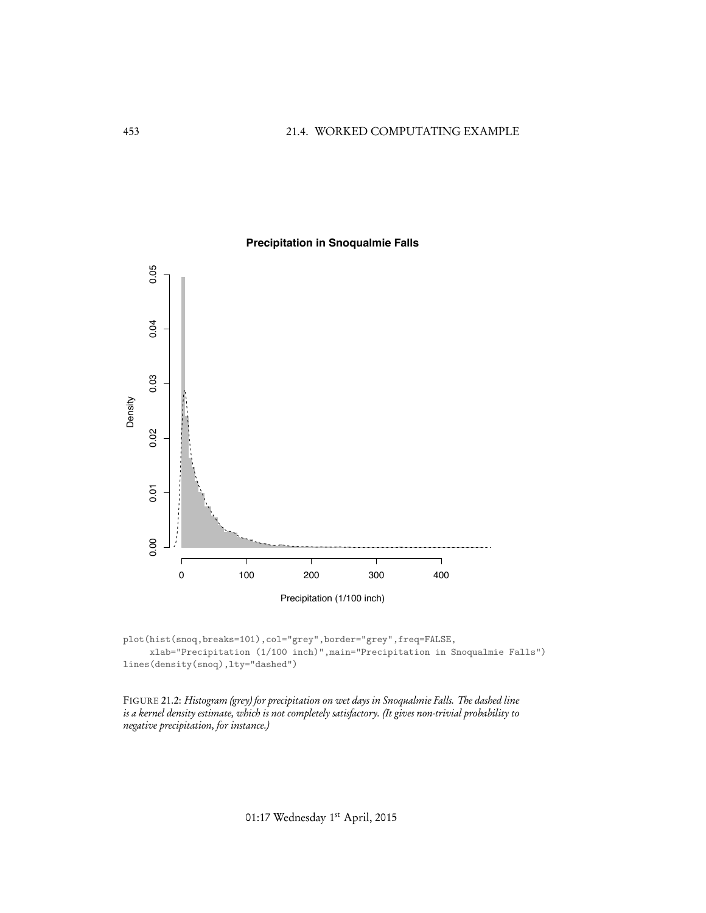```
plot(hist(snoq,breaks=101),col="grey",border="grey",freq=FALSE,
     xlab="Precipitation (1/100 inch)",main="Precipitation in Snoqualmie Falls")
lines(density(snoq),lty="dashed")
```

FIGURE 21.2: *Histogram (grey) for precipitation on wet days in Snoqualmie Falls. The dashed line is a kernel density estimate, which is not completely satisfactory. (It gives non-trivial probability to negative precipitation, for instance.)*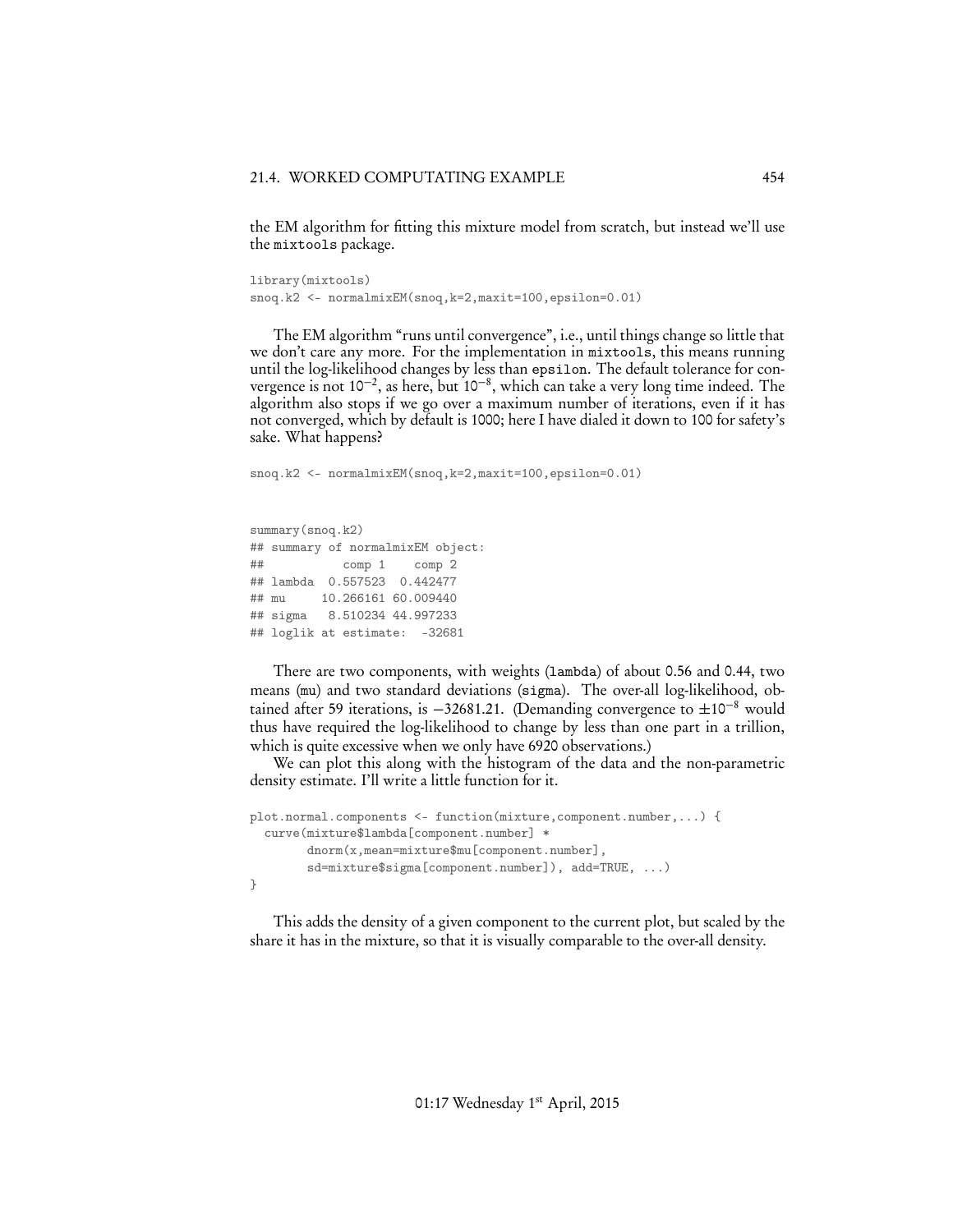the EM algorithm for fitting this mixture model from scratch, but instead we'll use the mixtools package.

```
library(mixtools)
snoq.k2 <- normalmixEM(snoq,k=2,maxit=100,epsilon=0.01)
```

The EM algorithm "runs until convergence", i.e., until things change so little that we don't care any more. For the implementation in mixtools, this means running until the log-likelihood changes by less than epsilon. The default tolerance for convergence is not $10^{-2}$, as here, but $10^{-8}$, which can take a very long time indeed. The algorithm also stops if we go over a maximum number of iterations, even if it has not converged, which by default is 1000; here I have dialed it down to 100 for safety's sake. What happens?

```
snoq.k2 <- normalmixEM(snoq,k=2,maxit=100,epsilon=0.01)
```

```
summary(snoq.k2)
## summary of normalmixEM object:
##           comp 1    comp 2
## lambda  0.557523  0.442477
## mu     10.266161 60.009440
## sigma   8.510234 44.997233
## loglik at estimate:  -32681
```

There are two components, with weights (lambda) of about 0.56 and 0.44, two means (mu) and two standard deviations (sigma). The over-all log-likelihood, obtained after 59 iterations, is $-32681.21$. (Demanding convergence to $\pm 10^{-8}$ would thus have required the log-likelihood to change by less than one part in a trillion, which is quite excessive when we only have 6920 observations.)

We can plot this along with the histogram of the data and the non-parametric density estimate. I'll write a little function for it.

```
plot.normal.components <- function(mixture,component.number,...) {
  curve(mixture$lambda[component.number] *
        dnorm(x,mean=mixture$mu[component.number],
        sd=mixture$sigma[component.number]), add=TRUE, ...)
}
```

This adds the density of a given component to the current plot, but scaled by the share it has in the mixture, so that it is visually comparable to the over-all density.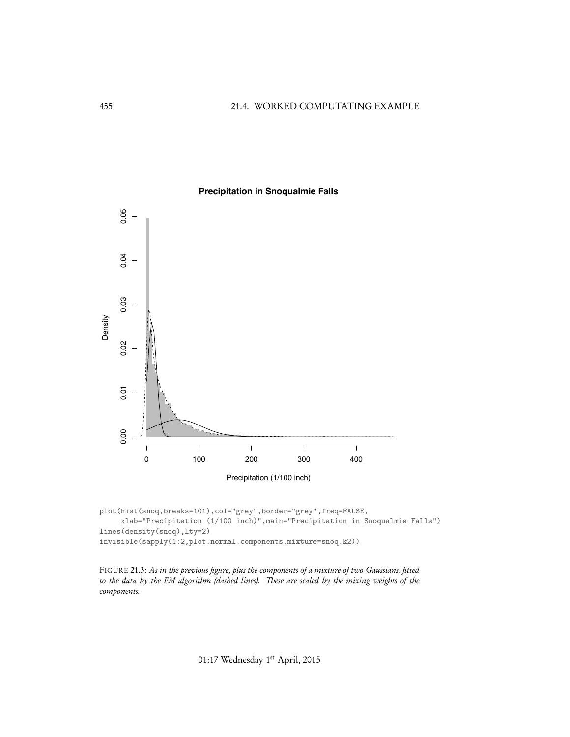```
plot(hist(snoq,breaks=101),col="grey",border="grey",freq=FALSE,
     xlab="Precipitation (1/100 inch)",main="Precipitation in Snoqualmie Falls")
lines(density(snoq),lty=2)
invisible(sapply(1:2,plot.normal.components,mixture=snoq.k2))
```

FIGURE 21.3: *As in the previous figure, plus the components of a mixture of two Gaussians, fitted to the data by the EM algorithm (dashed lines). These are scaled by the mixing weights of the components.*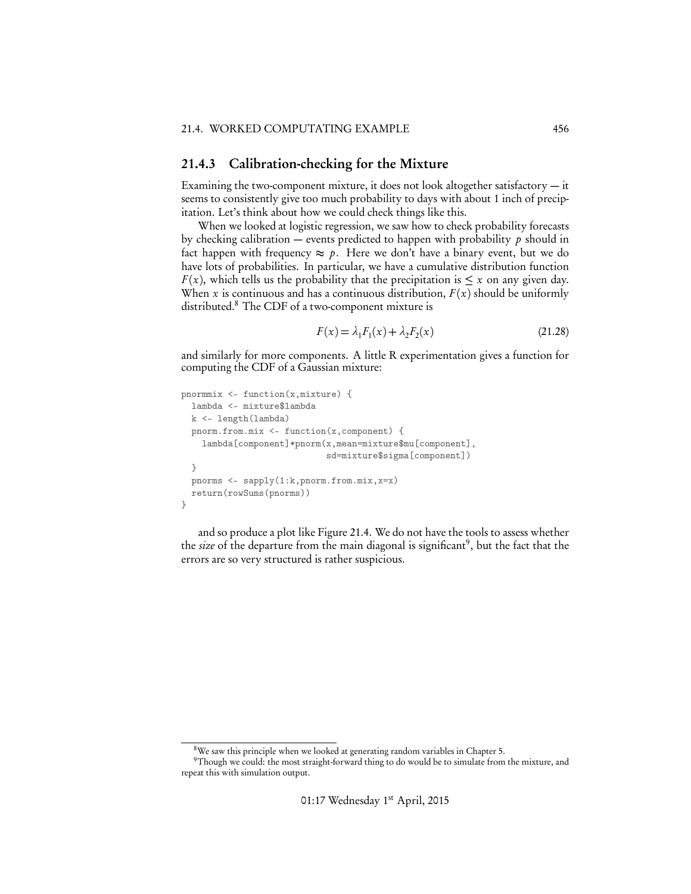### 21.4.3 Calibration-checking for the Mixture

Examining the two-component mixture, it does not look altogether satisfactory — it seems to consistently give too much probability to days with about 1 inch of precipitation. Let's think about how we could check things like this.

When we looked at logistic regression, we saw how to check probability forecasts by checking calibration — events predicted to happen with probability $p$ should in fact happen with frequency $\approx p$. Here we don't have a binary event, but we do have lots of probabilities. In particular, we have a cumulative distribution function $F(x)$, which tells us the probability that the precipitation is $\leq x$ on any given day. When $x$ is continuous and has a continuous distribution, $F(x)$ should be uniformly distributed.[8] The CDF of a two-component mixture is

$$F(x) = \lambda_1 F_1(x) + \lambda_2 F_2(x) \tag{21.28}$$

and similarly for more components. A little R experimentation gives a function for computing the CDF of a Gaussian mixture:

```
pnormmix <- function(x,mixture) {
  lambda <- mixture$lambda
  k <- length(lambda)
  pnorm.from.mix <- function(x,component) {
    lambda[component]*pnorm(x,mean=mixture$mu[component],
                            sd=mixture$sigma[component])
  }
  pnorms <- sapply(1:k,pnorm.from.mix,x=x)
  return(rowSums(pnorms))
}
```

and so produce a plot like Figure 21.4. We do not have the tools to assess whether the *size* of the departure from the main diagonal is significant[9], but the fact that the errors are so very structured is rather suspicious.

[8] We saw this principle when we looked at generating random variables in Chapter 5.

[9] Though we could: the most straight-forward thing to do would be to simulate from the mixture, and repeat this with simulation output.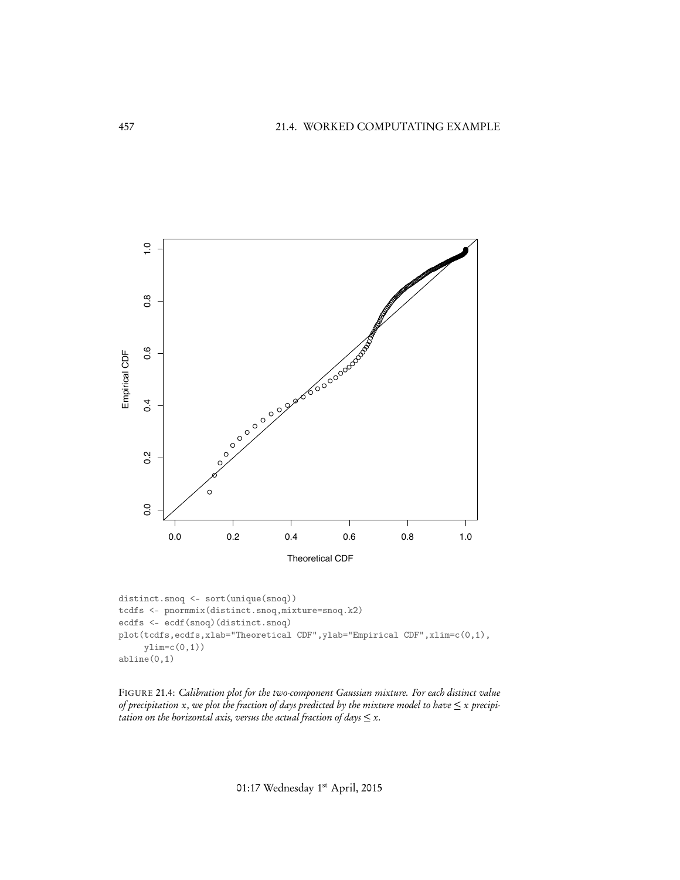```
distinct.snoq <- sort(unique(snoq))
tcdfs <- pnormmix(distinct.snoq,mixture=snoq.k2)
ecdfs <- ecdf(snoq)(distinct.snoq)
plot(tcdfs,ecdfs,xlab="Theoretical CDF",ylab="Empirical CDF",xlim=c(0,1),
     ylim=c(0,1))
abline(0,1)
```

FIGURE 21.4: *Calibration plot for the two-component Gaussian mixture. For each distinct value of precipitation $x$, we plot the fraction of days predicted by the mixture model to have $\leq x$ precipitation on the horizontal axis, versus the actual fraction of days $\leq x$.*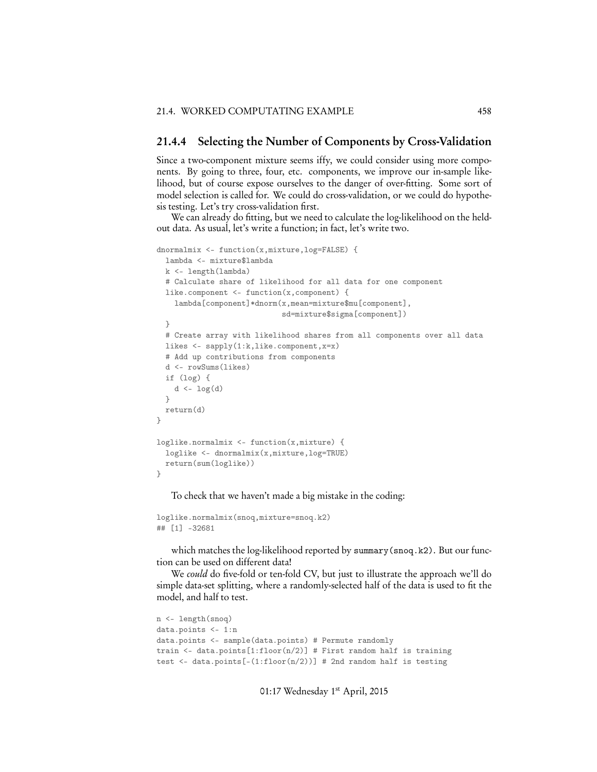### 21.4.4 Selecting the Number of Components by Cross-Validation

Since a two-component mixture seems iffy, we could consider using more components. By going to three, four, etc. components, we improve our in-sample likelihood, but of course expose ourselves to the danger of over-fitting. Some sort of model selection is called for. We could do cross-validation, or we could do hypothesis testing. Let's try cross-validation first.

We can already do fitting, but we need to calculate the log-likelihood on the held-out data. As usual, let's write a function; in fact, let's write two.

```
dnormalmix <- function(x,mixture,log=FALSE) {
  lambda <- mixture$lambda
  k <- length(lambda)
  # Calculate share of likelihood for all data for one component
  like.component <- function(x,component) {
    lambda[component]*dnorm(x,mean=mixture$mu[component],
                            sd=mixture$sigma[component])
  }
  # Create array with likelihood shares from all components over all data
  likes <- sapply(1:k,like.component,x=x)
  # Add up contributions from components
  d <- rowSums(likes)
  if (log) {
    d <- log(d)
  }
  return(d)
}

loglike.normalmix <- function(x,mixture) {
  loglike <- dnormalmix(x,mixture,log=TRUE)
  return(sum(loglike))
}
```

To check that we haven't made a big mistake in the coding:

```
loglike.normalmix(snoq,mixture=snoq.k2)
## [1] -32681
```

which matches the log-likelihood reported by `summary(snoq.k2)`. But our function can be used on different data!

We *could* do five-fold or ten-fold CV, but just to illustrate the approach we'll do simple data-set splitting, where a randomly-selected half of the data is used to fit the model, and half to test.

```
n <- length(snoq)
data.points <- 1:n
data.points <- sample(data.points) # Permute randomly
train <- data.points[1:floor(n/2)] # First random half is training
test <- data.points[-(1:floor(n/2))] # 2nd random half is testing
```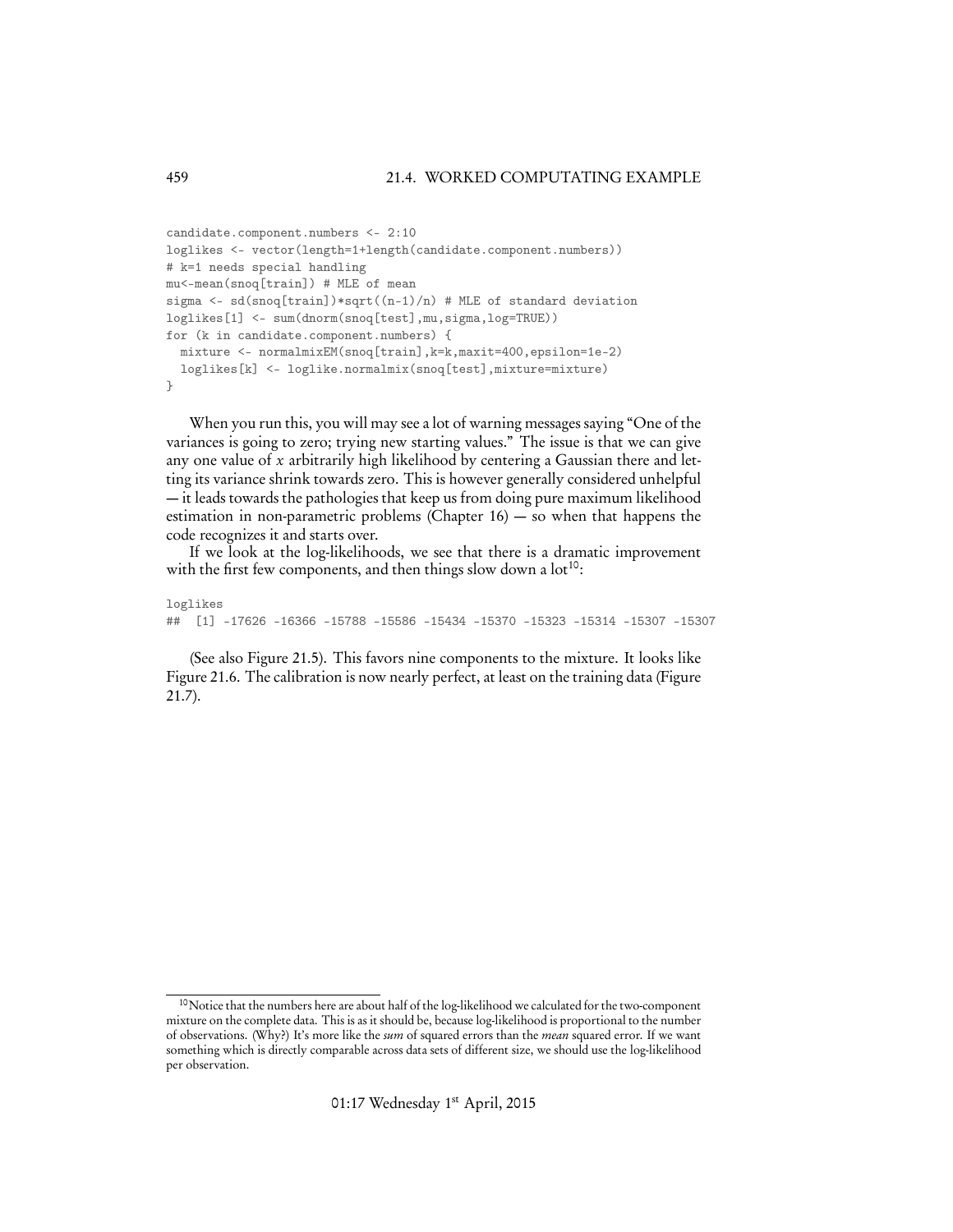```
candidate.component.numbers <- 2:10
loglikes <- vector(length=1+length(candidate.component.numbers))
# k=1 needs special handling
mu<-mean(snoq[train]) # MLE of mean
sigma <- sd(snoq[train])*sqrt((n-1)/n) # MLE of standard deviation
loglikes[1] <- sum(dnorm(snoq[test],mu,sigma,log=TRUE))
for (k in candidate.component.numbers) {
  mixture <- normalmixEM(snoq[train],k=k,maxit=400,epsilon=1e-2)
  loglikes[k] <- loglike.normalmix(snoq[test],mixture=mixture)
}
```

When you run this, you will may see a lot of warning messages saying "One of the variances is going to zero; trying new starting values." The issue is that we can give any one value of $x$ arbitrarily high likelihood by centering a Gaussian there and letting its variance shrink towards zero. This is however generally considered unhelpful — it leads towards the pathologies that keep us from doing pure maximum likelihood estimation in non-parametric problems (Chapter 16) — so when that happens the code recognizes it and starts over.

If we look at the log-likelihoods, we see that there is a dramatic improvement with the first few components, and then things slow down a lot[10]:

```
loglikes
##  [1] -17626 -16366 -15788 -15586 -15434 -15370 -15323 -15314 -15307 -15307
```

(See also Figure 21.5). This favors nine components to the mixture. It looks like Figure 21.6. The calibration is now nearly perfect, at least on the training data (Figure 21.7).

[10] Notice that the numbers here are about half of the log-likelihood we calculated for the two-component mixture on the complete data. This is as it should be, because log-likelihood is proportional to the number of observations. (Why?) It's more like the *sum* of squared errors than the *mean* squared error. If we want something which is directly comparable across data sets of different size, we should use the log-likelihood per observation.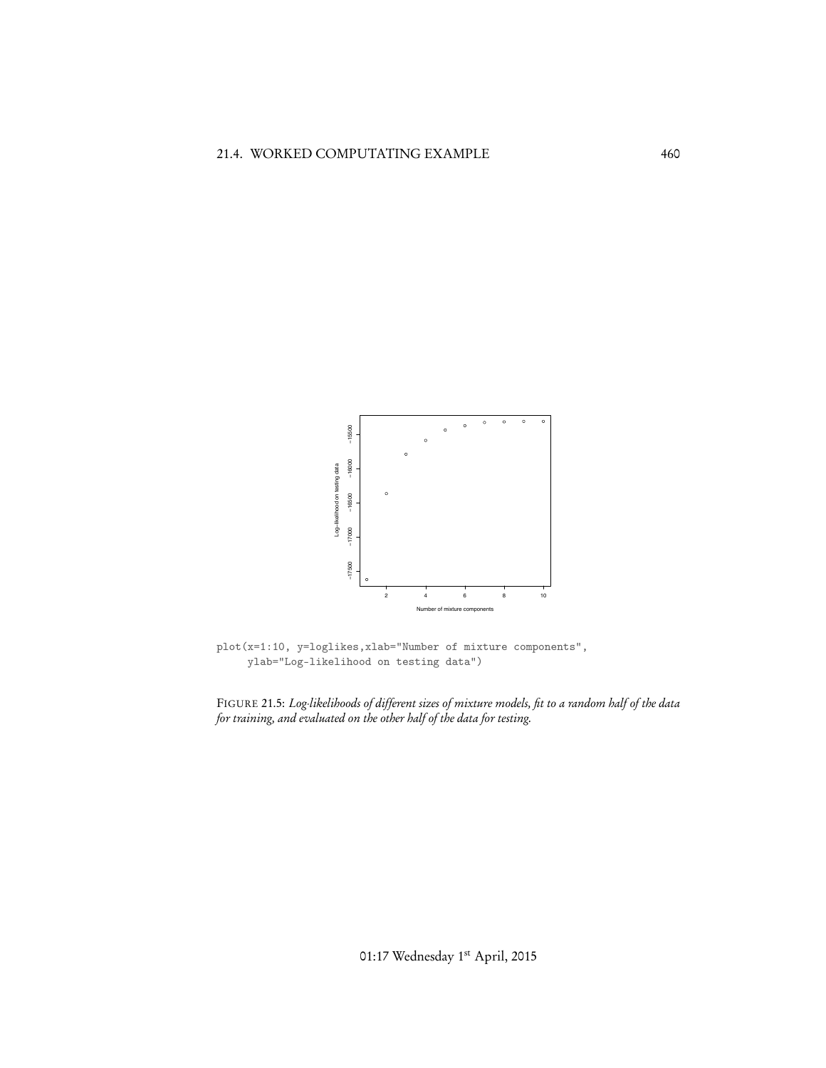```
plot(x=1:10, y=loglikes,xlab="Number of mixture components",
     ylab="Log-likelihood on testing data")
```

FIGURE 21.5: *Log-likelihoods of different sizes of mixture models, fit to a random half of the data for training, and evaluated on the other half of the data for testing.*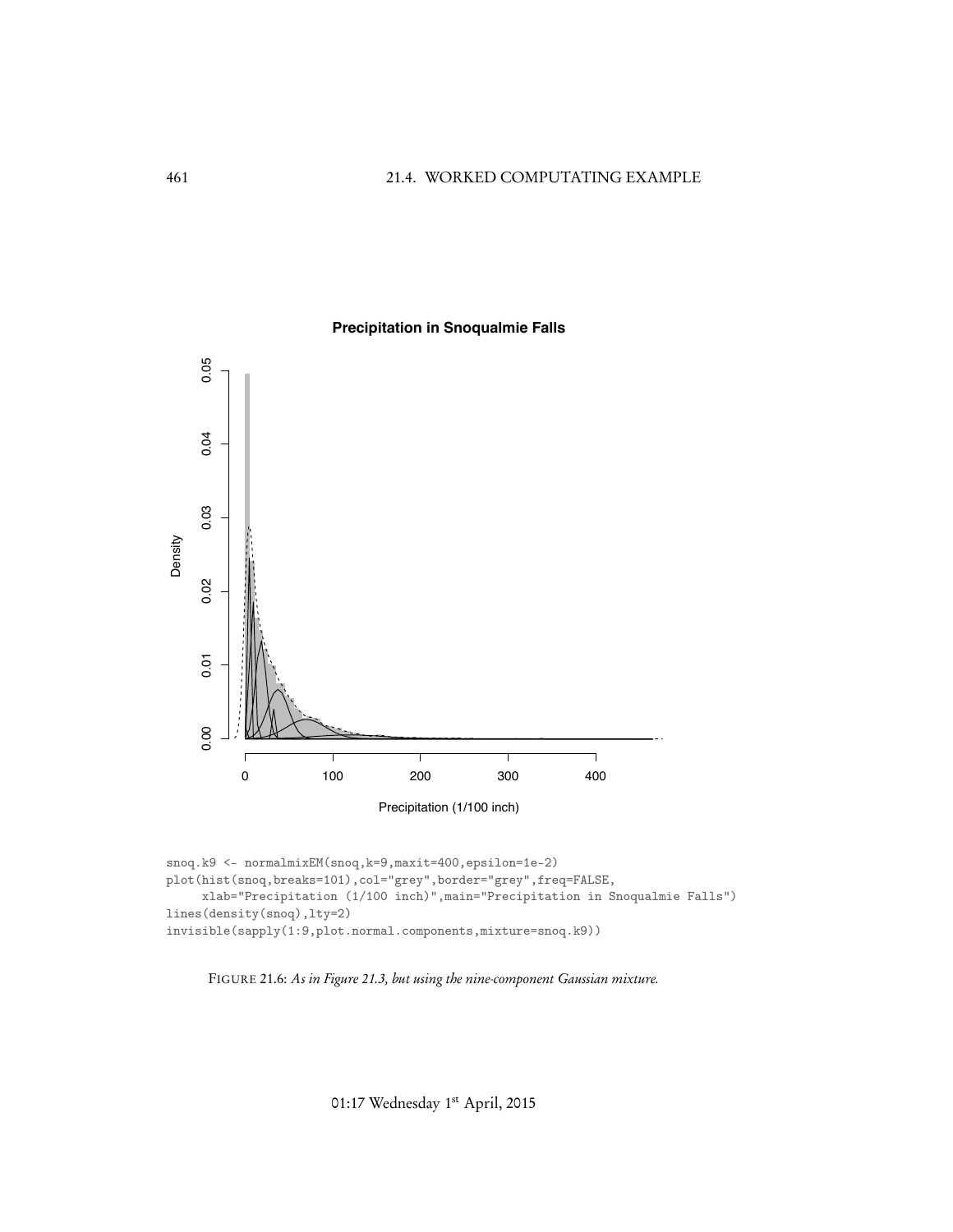```
snoq.k9 <- normalmixEM(snoq,k=9,maxit=400,epsilon=1e-2)
plot(hist(snoq,breaks=101),col="grey",border="grey",freq=FALSE,
     xlab="Precipitation (1/100 inch)",main="Precipitation in Snoqualmie Falls")
lines(density(snoq),lty=2)
invisible(sapply(1:9,plot.normal.components,mixture=snoq.k9))
```

FIGURE 21.6: *As in Figure 21.3, but using the nine-component Gaussian mixture.*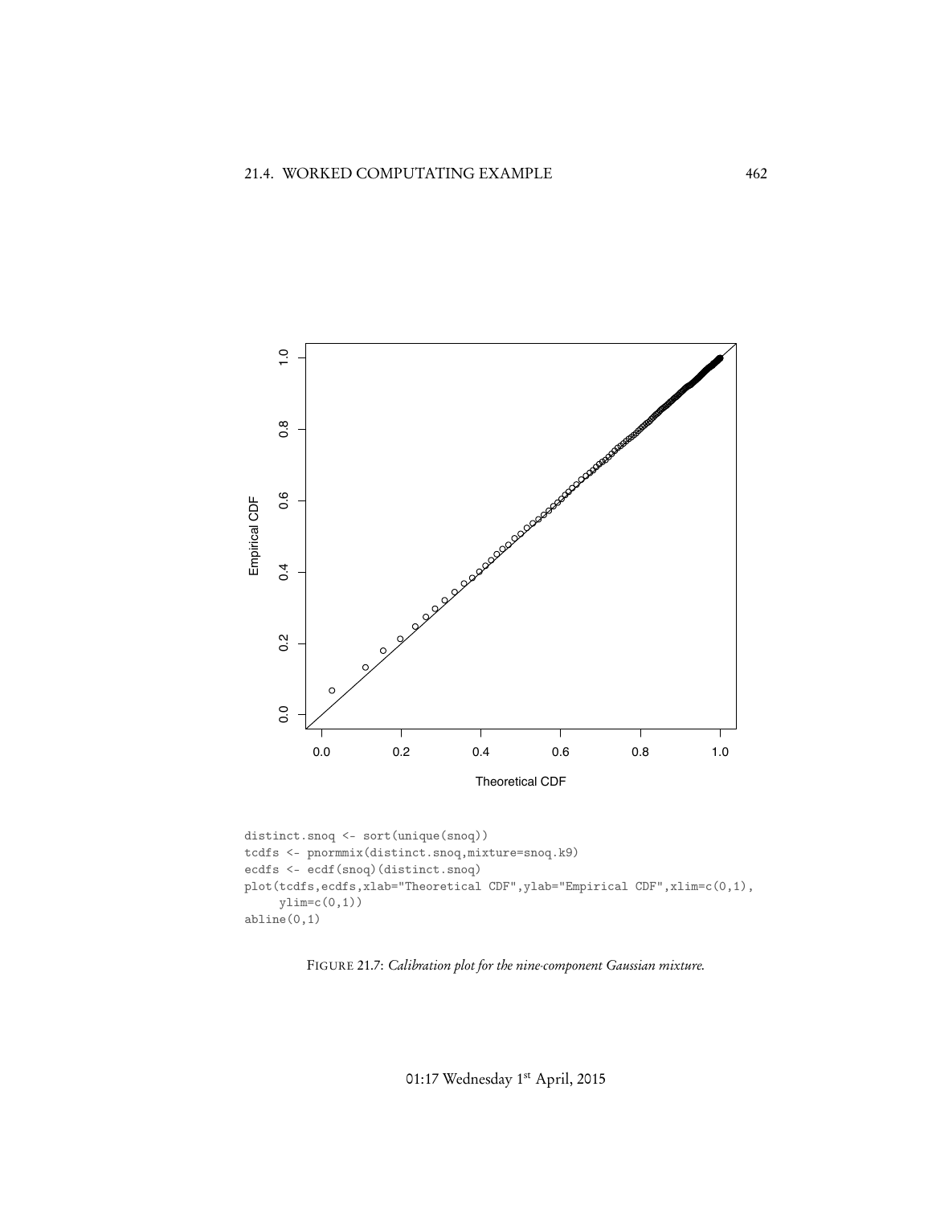```
distinct.snoq <- sort(unique(snoq))
tcdfs <- pnormmix(distinct.snoq,mixture=snoq.k9)
ecdfs <- ecdf(snoq)(distinct.snoq)
plot(tcdfs,ecdfs,xlab="Theoretical CDF",ylab="Empirical CDF",xlim=c(0,1),
     ylim=c(0,1))
abline(0,1)
```

FIGURE 21.7: *Calibration plot for the nine-component Gaussian mixture.*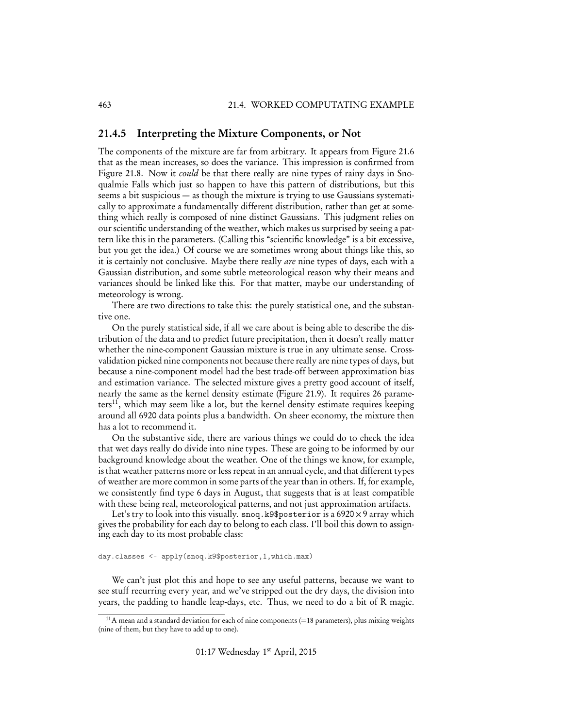### 21.4.5 Interpreting the Mixture Components, or Not

The components of the mixture are far from arbitrary. It appears from Figure 21.6 that as the mean increases, so does the variance. This impression is confirmed from Figure 21.8. Now it *could* be that there really are nine types of rainy days in Snoqualmie Falls which just so happen to have this pattern of distributions, but this seems a bit suspicious — as though the mixture is trying to use Gaussians systematically to approximate a fundamentally different distribution, rather than get at something which really is composed of nine distinct Gaussians. This judgment relies on our scientific understanding of the weather, which makes us surprised by seeing a pattern like this in the parameters. (Calling this "scientific knowledge" is a bit excessive, but you get the idea.) Of course we are sometimes wrong about things like this, so it is certainly not conclusive. Maybe there really *are* nine types of days, each with a Gaussian distribution, and some subtle meteorological reason why their means and variances should be linked like this. For that matter, maybe our understanding of meteorology is wrong.

There are two directions to take this: the purely statistical one, and the substantive one.

On the purely statistical side, if all we care about is being able to describe the distribution of the data and to predict future precipitation, then it doesn't really matter whether the nine-component Gaussian mixture is true in any ultimate sense. Cross-validation picked nine components not because there really are nine types of days, but because a nine-component model had the best trade-off between approximation bias and estimation variance. The selected mixture gives a pretty good account of itself, nearly the same as the kernel density estimate (Figure 21.9). It requires 26 parameters[11], which may seem like a lot, but the kernel density estimate requires keeping around all 6920 data points plus a bandwidth. On sheer economy, the mixture then has a lot to recommend it.

On the substantive side, there are various things we could do to check the idea that wet days really do divide into nine types. These are going to be informed by our background knowledge about the weather. One of the things we know, for example, is that weather patterns more or less repeat in an annual cycle, and that different types of weather are more common in some parts of the year than in others. If, for example, we consistently find type 6 days in August, that suggests that is at least compatible with these being real, meteorological patterns, and not just approximation artifacts.

Let's try to look into this visually. `snoq.k9$posterior` is a $6920 \times 9$ array which gives the probability for each day to belong to each class. I'll boil this down to assigning each day to its most probable class:

```
day.classes <- apply(snoq.k9$posterior,1,which.max)
```

We can't just plot this and hope to see any useful patterns, because we want to see stuff recurring every year, and we've stripped out the dry days, the division into years, the padding to handle leap-days, etc. Thus, we need to do a bit of R magic.

[11] A mean and a standard deviation for each of nine components (=18 parameters), plus mixing weights (nine of them, but they have to add up to one).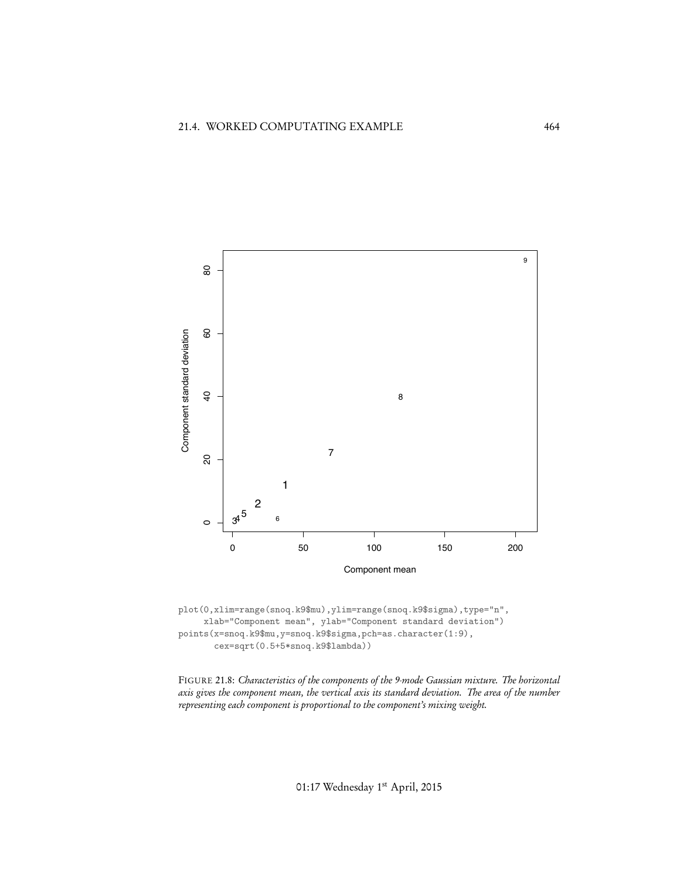```
plot(0,xlim=range(snoq.k9$mu),ylim=range(snoq.k9$sigma),type="n",
     xlab="Component mean", ylab="Component standard deviation")
points(x=snoq.k9$mu,y=snoq.k9$sigma,pch=as.character(1:9),
       cex=sqrt(0.5+5*snoq.k9$lambda))
```

FIGURE 21.8: *Characteristics of the components of the 9-mode Gaussian mixture. The horizontal axis gives the component mean, the vertical axis its standard deviation. The area of the number representing each component is proportional to the component's mixing weight.*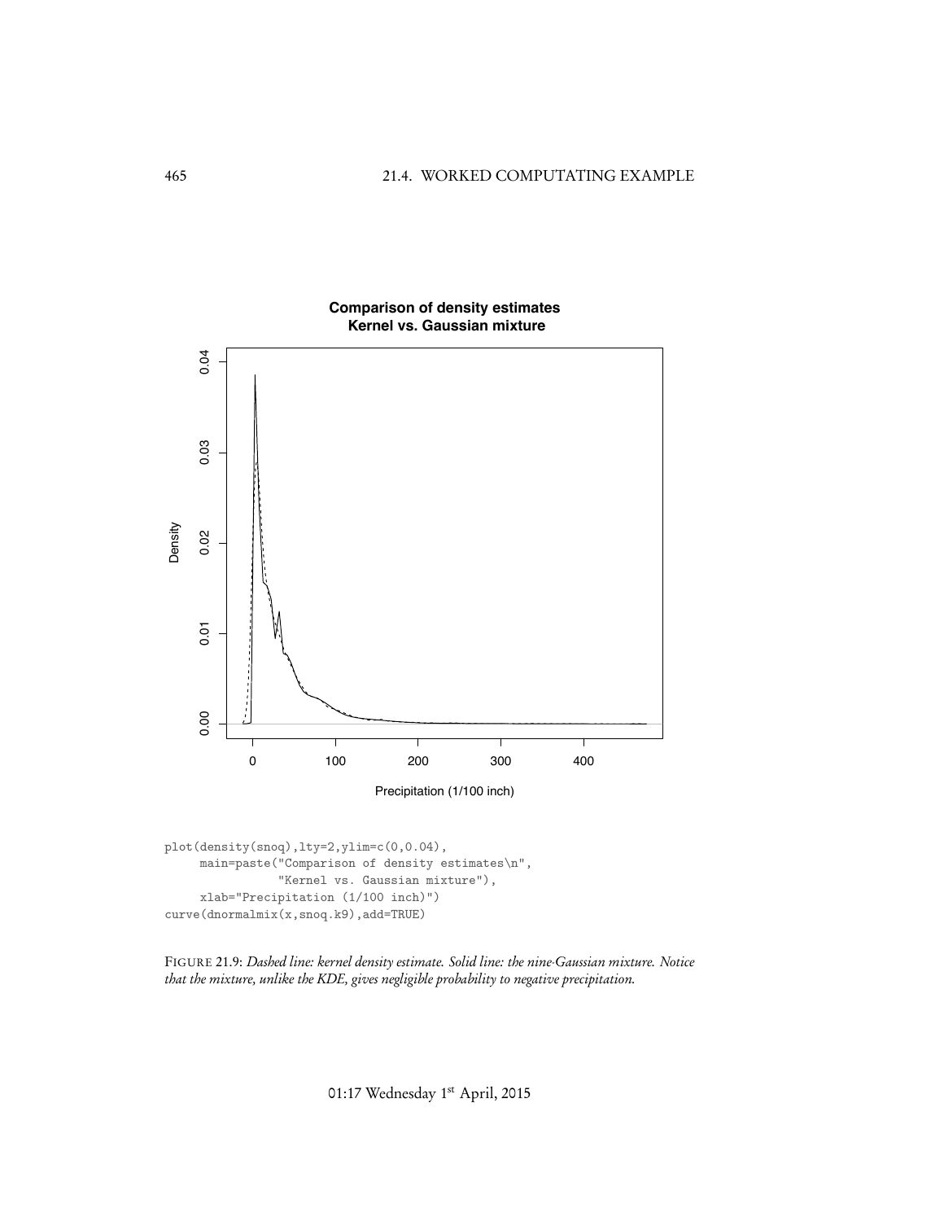```
plot(density(snoq),lty=2,ylim=c(0,0.04),
     main=paste("Comparison of density estimates\n",
                "Kernel vs. Gaussian mixture"),
     xlab="Precipitation (1/100 inch)")
curve(dnormalmix(x,snoq.k9),add=TRUE)
```

FIGURE 21.9: *Dashed line: kernel density estimate. Solid line: the nine-Gaussian mixture. Notice that the mixture, unlike the KDE, gives negligible probability to negative precipitation.*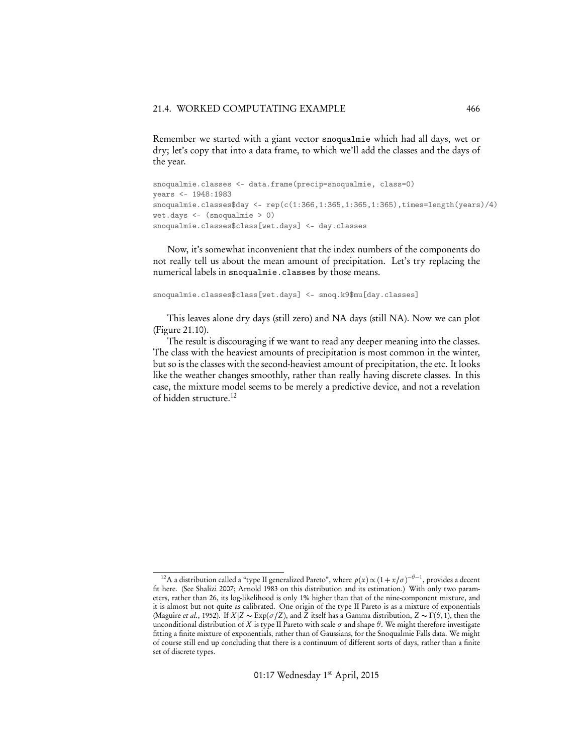Remember we started with a giant vector `snoqualmie` which had all days, wet or dry; let's copy that into a data frame, to which we'll add the classes and the days of the year.

```
snoqualmie.classes <- data.frame(precip=snoqualmie, class=0)
years <- 1948:1983
snoqualmie.classes$day <- rep(c(1:366,1:365,1:365,1:365),times=length(years)/4)
wet.days <- (snoqualmie > 0)
snoqualmie.classes$class[wet.days] <- day.classes
```

Now, it's somewhat inconvenient that the index numbers of the components do not really tell us about the mean amount of precipitation. Let's try replacing the numerical labels in `snoqualmie.classes` by those means.

```
snoqualmie.classes$class[wet.days] <- snoq.k9$mu[day.classes]
```

This leaves alone dry days (still zero) and NA days (still NA). Now we can plot (Figure 21.10).

The result is discouraging if we want to read any deeper meaning into the classes. The class with the heaviest amounts of precipitation is most common in the winter, but so is the classes with the second-heaviest amount of precipitation, the etc. It looks like the weather changes smoothly, rather than really having discrete classes. In this case, the mixture model seems to be merely a predictive device, and not a revelation of hidden structure.[12]

---

[12] A distribution called a "type II generalized Pareto", where $p(x) \propto (1 + x/\sigma)^{-\theta-1}$, provides a decent fit here. (See Shalizi 2007; Arnold 1983 on this distribution and its estimation.) With only two parameters, rather than 26, its log-likelihood is only 1% higher than that of the nine-component mixture, and it is almost but not quite as calibrated. One origin of the type II Pareto is as a mixture of exponentials (Maguire *et al.*, 1952). If $X|Z \sim \text{Exp}(\sigma/Z)$, and $Z$ itself has a Gamma distribution, $Z \sim \Gamma(\theta, 1)$, then the unconditional distribution of $X$ is type II Pareto with scale $\sigma$ and shape $\theta$. We might therefore investigate fitting a finite mixture of exponentials, rather than of Gaussians, for the Snoqualmie Falls data. We might of course still end up concluding that there is a continuum of different sorts of days, rather than a finite set of discrete types.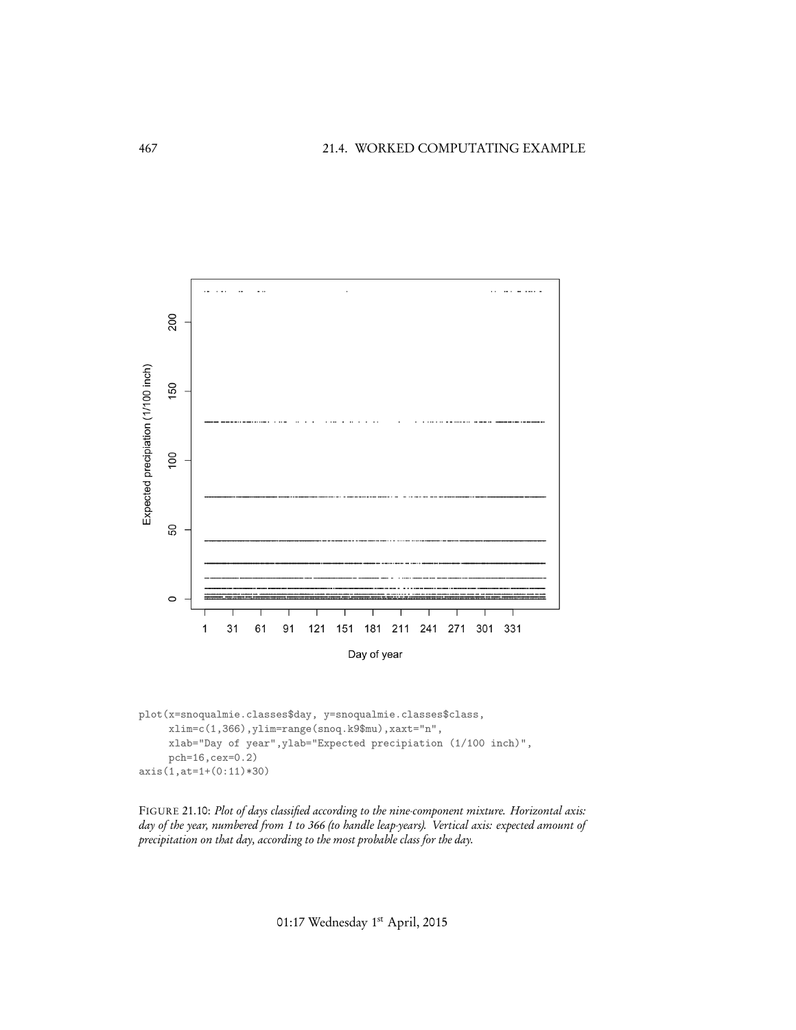```
plot(x=snoqualmie.classes$day, y=snoqualmie.classes$class,
     xlim=c(1,366),ylim=range(snoq.k9$mu),xaxt="n",
     xlab="Day of year",ylab="Expected precipiation (1/100 inch)",
     pch=16,cex=0.2)
axis(1,at=1+(0:11)*30)
```

FIGURE 21.10: *Plot of days classified according to the nine-component mixture. Horizontal axis: day of the year, numbered from 1 to 366 (to handle leap-years). Vertical axis: expected amount of precipitation on that day, according to the most probable class for the day.*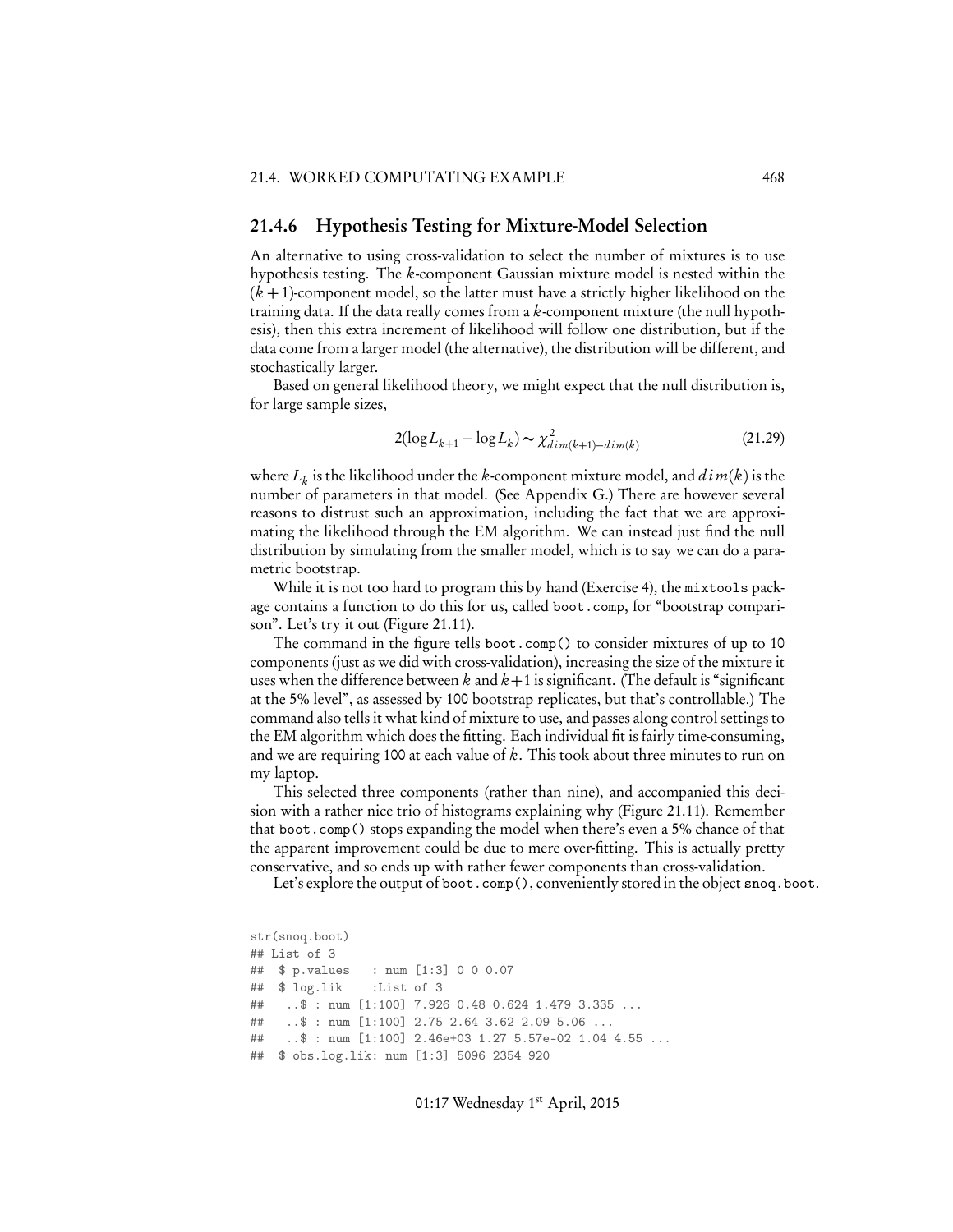### 21.4.6 Hypothesis Testing for Mixture-Model Selection

An alternative to using cross-validation to select the number of mixtures is to use hypothesis testing. The $k$-component Gaussian mixture model is nested within the $(k+1)$-component model, so the latter must have a strictly higher likelihood on the training data. If the data really comes from a $k$-component mixture (the null hypothesis), then this extra increment of likelihood will follow one distribution, but if the data come from a larger model (the alternative), the distribution will be different, and stochastically larger.

Based on general likelihood theory, we might expect that the null distribution is, for large sample sizes,

$$2(\log L_{k+1} - \log L_k) \sim \chi^2_{dim(k+1)-dim(k)} \tag{21.29}$$

where $L_k$ is the likelihood under the $k$-component mixture model, and $dim(k)$ is the number of parameters in that model. (See Appendix G.) There are however several reasons to distrust such an approximation, including the fact that we are approximating the likelihood through the EM algorithm. We can instead just find the null distribution by simulating from the smaller model, which is to say we can do a parametric bootstrap.

While it is not too hard to program this by hand (Exercise 4), the `mixtools` package contains a function to do this for us, called `boot.comp`, for "bootstrap comparison". Let's try it out (Figure 21.11).

The command in the figure tells `boot.comp()` to consider mixtures of up to 10 components (just as we did with cross-validation), increasing the size of the mixture it uses when the difference between $k$ and $k+1$ is significant. (The default is "significant at the 5% level", as assessed by 100 bootstrap replicates, but that's controllable.) The command also tells it what kind of mixture to use, and passes along control settings to the EM algorithm which does the fitting. Each individual fit is fairly time-consuming, and we are requiring 100 at each value of $k$. This took about three minutes to run on my laptop.

This selected three components (rather than nine), and accompanied this decision with a rather nice trio of histograms explaining why (Figure 21.11). Remember that `boot.comp()` stops expanding the model when there's even a 5% chance of that the apparent improvement could be due to mere over-fitting. This is actually pretty conservative, and so ends up with rather fewer components than cross-validation.

Let's explore the output of `boot.comp()`, conveniently stored in the object `snoq.boot`.

```
str(snoq.boot)
## List of 3
##  $ p.values    : num [1:3] 0 0 0.07
##  $ log.lik     :List of 3
##   ..$ : num [1:100] 7.926 0.48 0.624 1.479 3.335 ...
##   ..$ : num [1:100] 2.75 2.64 3.62 2.09 5.06 ...
##   ..$ : num [1:100] 2.46e+03 1.27 5.57e-02 1.04 4.55 ...
##  $ obs.log.lik: num [1:3] 5096 2354 920
```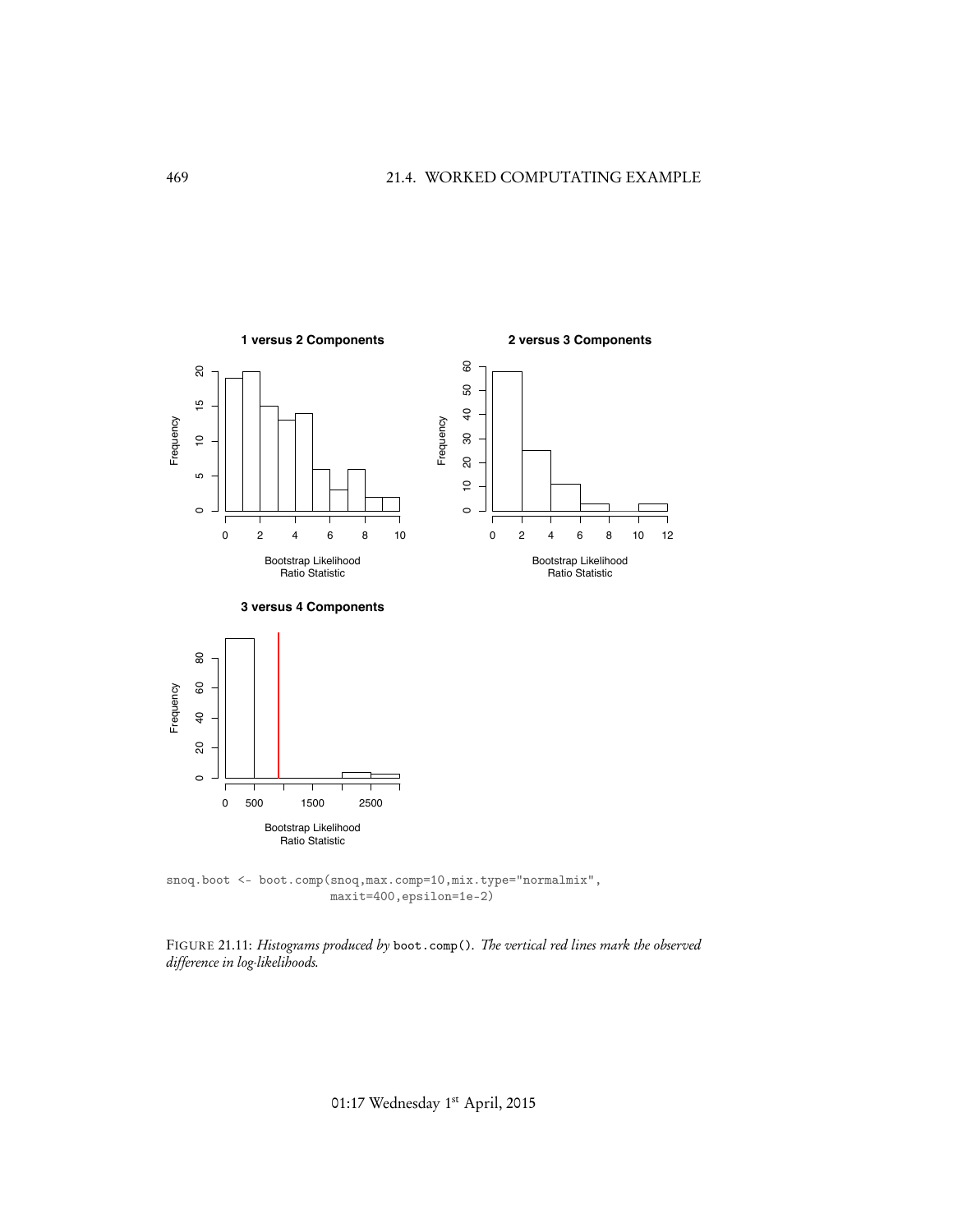```
snoq.boot <- boot.comp(snoq,max.comp=10,mix.type="normalmix",
                      maxit=400,epsilon=1e-2)
```

FIGURE 21.11: *Histograms produced by* `boot.comp()`. *The vertical red lines mark the observed difference in log-likelihoods.*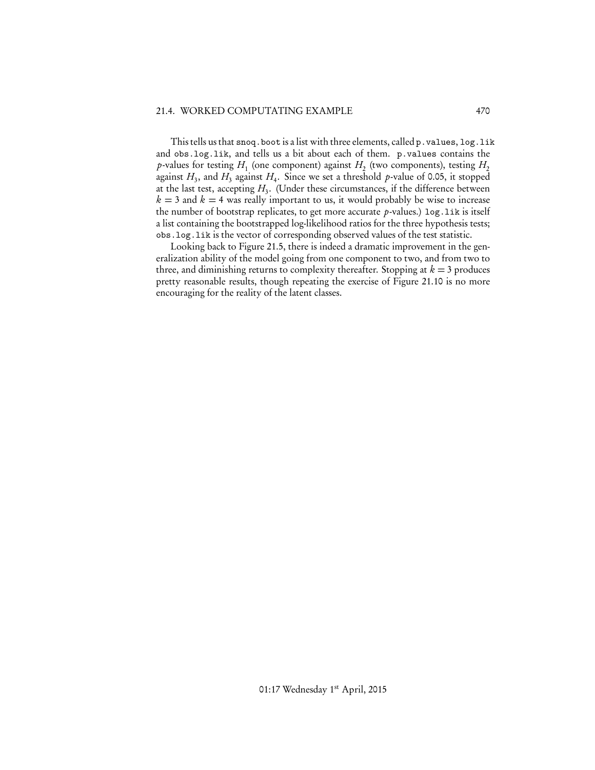This tells us that `snoq.boot` is a list with three elements, called `p.values`, `log.lik` and `obs.log.lik`, and tells us a bit about each of them. `p.values` contains the $p$-values for testing $H_1$ (one component) against $H_2$ (two components), testing $H_2$ against $H_3$, and $H_3$ against $H_4$. Since we set a threshold $p$-value of 0.05, it stopped at the last test, accepting $H_3$. (Under these circumstances, if the difference between $k = 3$ and $k = 4$ was really important to us, it would probably be wise to increase the number of bootstrap replicates, to get more accurate $p$-values.) `log.lik` is itself a list containing the bootstrapped log-likelihood ratios for the three hypothesis tests; `obs.log.lik` is the vector of corresponding observed values of the test statistic.

Looking back to Figure 21.5, there is indeed a dramatic improvement in the generalization ability of the model going from one component to two, and from two to three, and diminishing returns to complexity thereafter. Stopping at $k = 3$ produces pretty reasonable results, though repeating the exercise of Figure 21.10 is no more encouraging for the reality of the latent classes.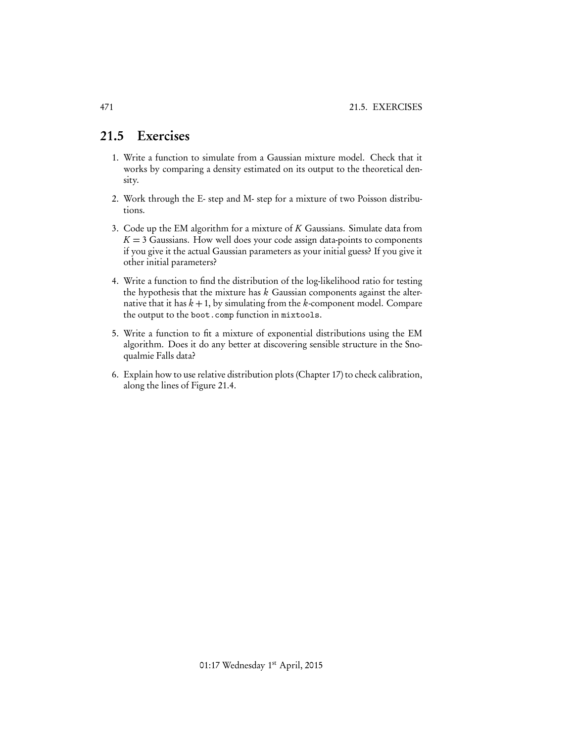## 21.5 Exercises

1. Write a function to simulate from a Gaussian mixture model. Check that it works by comparing a density estimated on its output to the theoretical density.

2. Work through the E- step and M- step for a mixture of two Poisson distributions.

3. Code up the EM algorithm for a mixture of $K$ Gaussians. Simulate data from $K = 3$ Gaussians. How well does your code assign data-points to components if you give it the actual Gaussian parameters as your initial guess? If you give it other initial parameters?

4. Write a function to find the distribution of the log-likelihood ratio for testing the hypothesis that the mixture has $k$ Gaussian components against the alternative that it has $k + 1$, by simulating from the $k$-component model. Compare the output to the `boot.comp` function in `mixtools`.

5. Write a function to fit a mixture of exponential distributions using the EM algorithm. Does it do any better at discovering sensible structure in the Snoqualmie Falls data?

6. Explain how to use relative distribution plots (Chapter 17) to check calibration, along the lines of Figure 21.4.